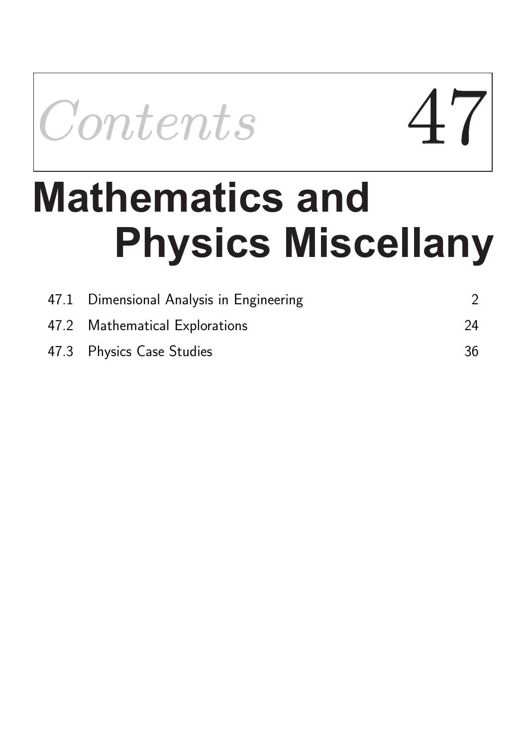# Contents 47

# Mathematics and Physics Miscellany

| | | |
|---|---|---|
| 47.1 | Dimensional Analysis in Engineering | 2 |
| 47.2 | Mathematical Explorations | 24 |
| 47.3 | Physics Case Studies | 36 |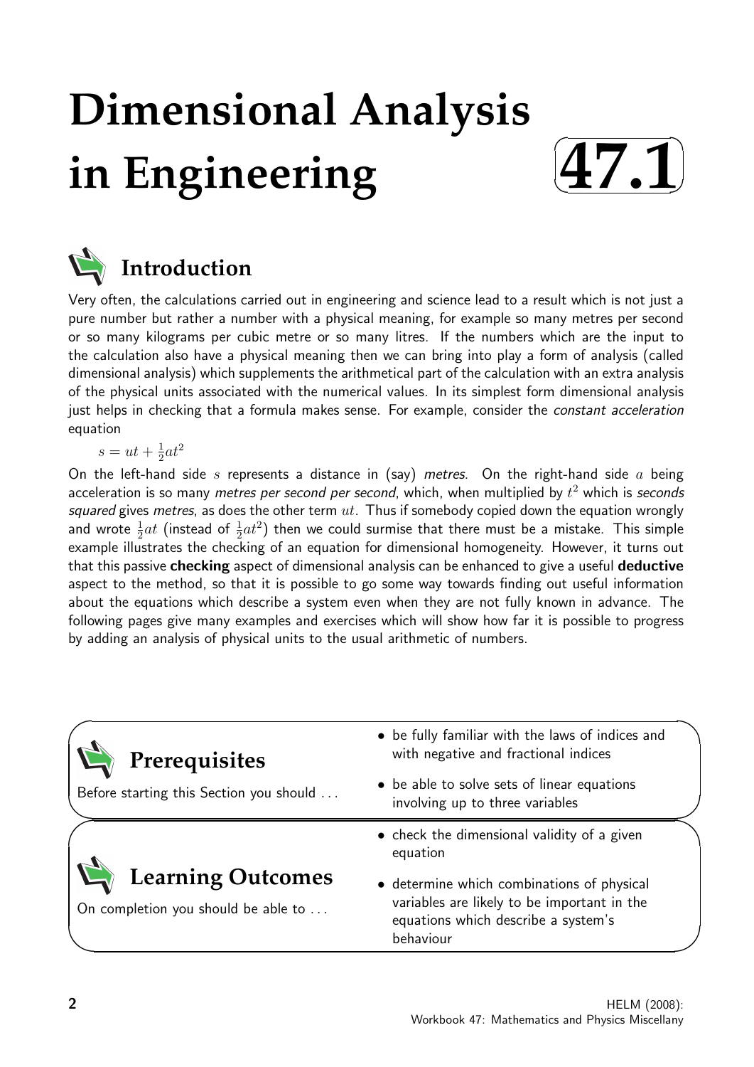# Dimensional Analysis in Engineering

# 47.1

## Introduction

Very often, the calculations carried out in engineering and science lead to a result which is not just a pure number but rather a number with a physical meaning, for example so many metres per second or so many kilograms per cubic metre or so many litres. If the numbers which are the input to the calculation also have a physical meaning then we can bring into play a form of analysis (called dimensional analysis) which supplements the arithmetical part of the calculation with an extra analysis of the physical units associated with the numerical values. In its simplest form dimensional analysis just helps in checking that a formula makes sense. For example, consider the *constant acceleration* equation

$$s = ut + \frac{1}{2}at^2$$

On the left-hand side $s$ represents a distance in (say) *metres*. On the right-hand side $a$ being acceleration is so many *metres per second per second*, which, when multiplied by $t^2$ which is *seconds squared* gives *metres*, as does the other term $ut$. Thus if somebody copied down the equation wrongly and wrote $\frac{1}{2}at$ (instead of $\frac{1}{2}at^2$) then we could surmise that there must be a mistake. This simple example illustrates the checking of an equation for dimensional homogeneity. However, it turns out that this passive **checking** aspect of dimensional analysis can be enhanced to give a useful **deductive** aspect to the method, so that it is possible to go some way towards finding out useful information about the equations which describe a system even when they are not fully known in advance. The following pages give many examples and exercises which will show how far it is possible to progress by adding an analysis of physical units to the usual arithmetic of numbers.

## Prerequisites

Before starting this Section you should ...

- be fully familiar with the laws of indices and with negative and fractional indices
- be able to solve sets of linear equations involving up to three variables

## Learning Outcomes

On completion you should be able to ...

- check the dimensional validity of a given equation
- determine which combinations of physical variables are likely to be important in the equations which describe a system's behaviour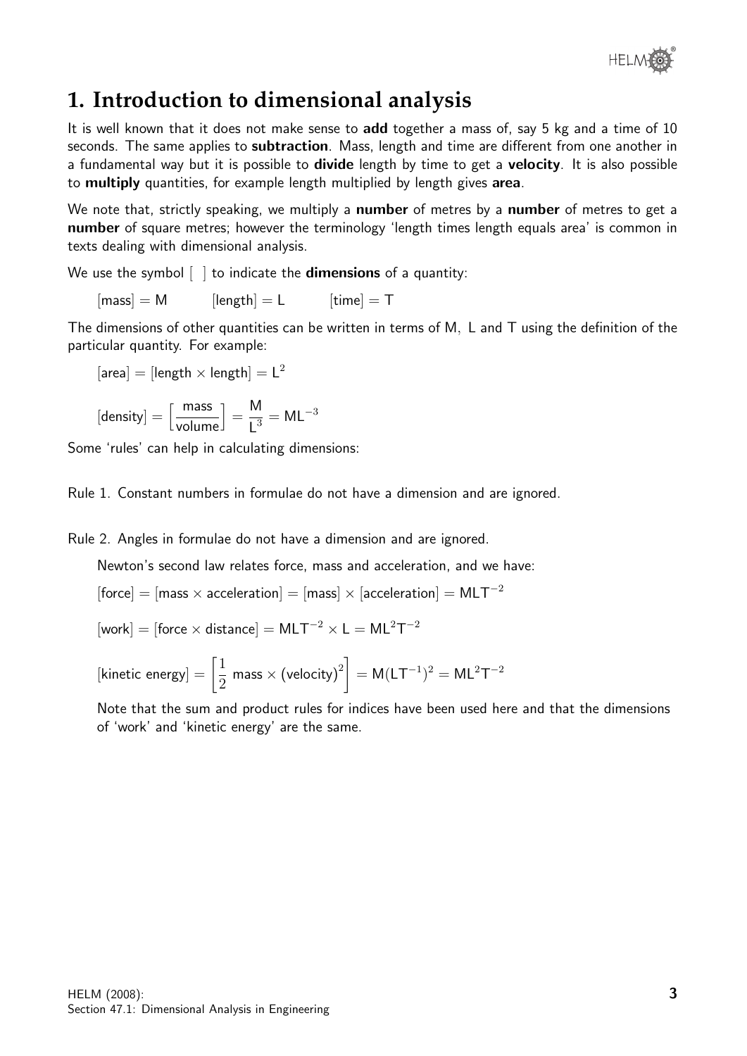# 1. Introduction to dimensional analysis

It is well known that it does not make sense to **add** together a mass of, say 5 kg and a time of 10 seconds. The same applies to **subtraction**. Mass, length and time are different from one another in a fundamental way but it is possible to **divide** length by time to get a **velocity**. It is also possible to **multiply** quantities, for example length multiplied by length gives **area**.

We note that, strictly speaking, we multiply a **number** of metres by a **number** of metres to get a **number** of square metres; however the terminology 'length times length equals area' is common in texts dealing with dimensional analysis.

We use the symbol [ ] to indicate the **dimensions** of a quantity:

$$[\text{mass}] = \mathsf{M} \qquad [\text{length}] = \mathsf{L} \qquad [\text{time}] = \mathsf{T}$$

The dimensions of other quantities can be written in terms of M, L and T using the definition of the particular quantity. For example:

$$[\text{area}] = [\text{length} \times \text{length}] = \mathsf{L}^2$$

$$[\text{density}] = \left[\frac{\text{mass}}{\text{volume}}\right] = \frac{\mathsf{M}}{\mathsf{L}^3} = \mathsf{ML}^{-3}$$

Some 'rules' can help in calculating dimensions:

Rule 1. Constant numbers in formulae do not have a dimension and are ignored.

Rule 2. Angles in formulae do not have a dimension and are ignored.

Newton's second law relates force, mass and acceleration, and we have:

$$[\text{force}] = [\text{mass} \times \text{acceleration}] = [\text{mass}] \times [\text{acceleration}] = \mathsf{MLT}^{-2}$$

$$[\text{work}] = [\text{force} \times \text{distance}] = \mathsf{MLT}^{-2} \times \mathsf{L} = \mathsf{ML}^2\mathsf{T}^{-2}$$

$$[\text{kinetic energy}] = \left[\frac{1}{2}\ \text{mass} \times (\text{velocity})^2\right] = \mathsf{M}(\mathsf{LT}^{-1})^2 = \mathsf{ML}^2\mathsf{T}^{-2}$$

Note that the sum and product rules for indices have been used here and that the dimensions of 'work' and 'kinetic energy' are the same.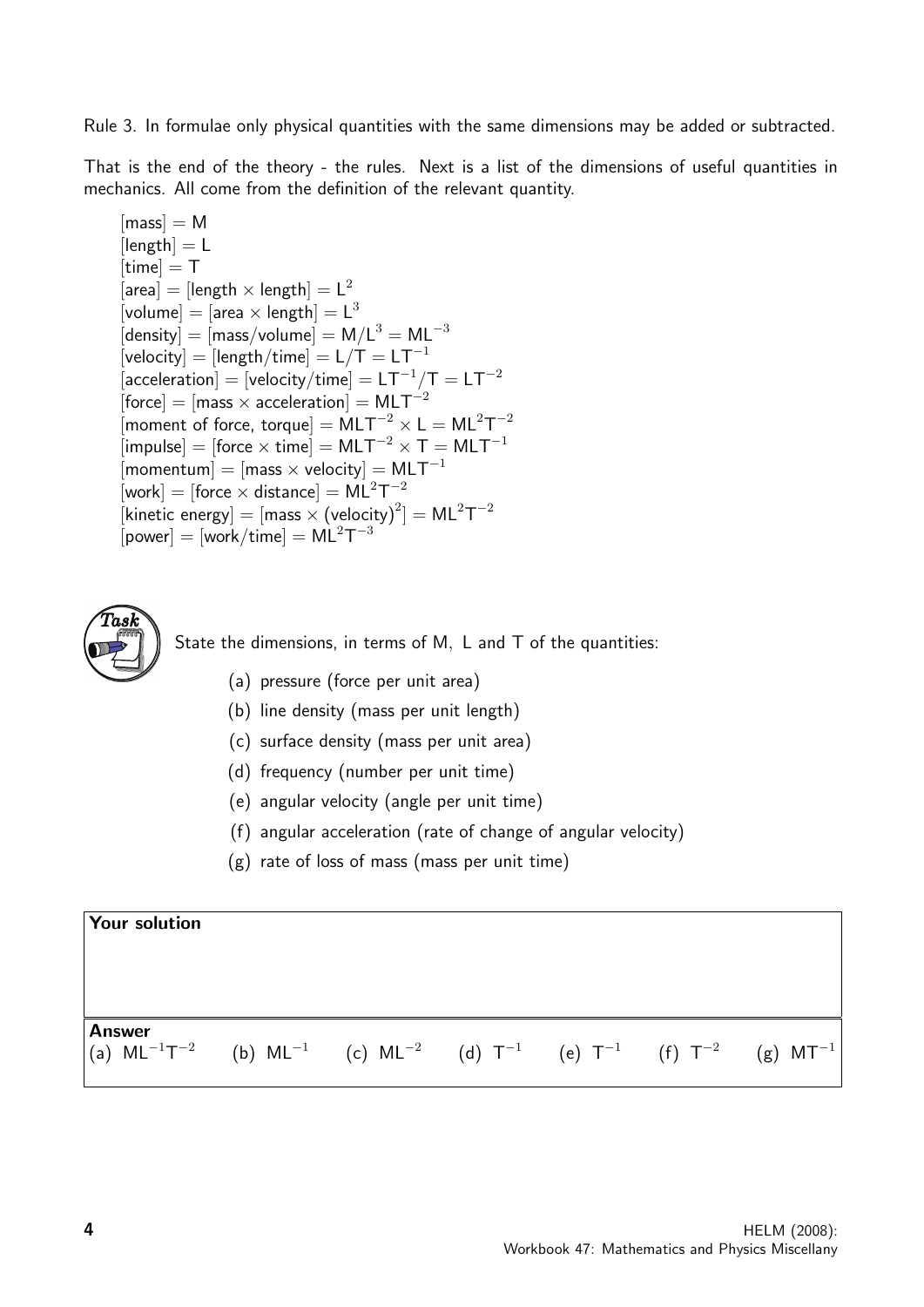Rule 3. In formulae only physical quantities with the same dimensions may be added or subtracted.

That is the end of the theory - the rules. Next is a list of the dimensions of useful quantities in mechanics. All come from the definition of the relevant quantity.

$[\text{mass}] = \mathsf{M}$
$[\text{length}] = \mathsf{L}$
$[\text{time}] = \mathsf{T}$
$[\text{area}] = [\text{length} \times \text{length}] = \mathsf{L}^2$
$[\text{volume}] = [\text{area} \times \text{length}] = \mathsf{L}^3$
$[\text{density}] = [\text{mass}/\text{volume}] = \mathsf{M}/\mathsf{L}^3 = \mathsf{ML}^{-3}$
$[\text{velocity}] = [\text{length}/\text{time}] = \mathsf{L}/\mathsf{T} = \mathsf{LT}^{-1}$
$[\text{acceleration}] = [\text{velocity}/\text{time}] = \mathsf{LT}^{-1}/\mathsf{T} = \mathsf{LT}^{-2}$
$[\text{force}] = [\text{mass} \times \text{acceleration}] = \mathsf{MLT}^{-2}$
$[\text{moment of force, torque}] = \mathsf{MLT}^{-2} \times \mathsf{L} = \mathsf{ML}^2\mathsf{T}^{-2}$
$[\text{impulse}] = [\text{force} \times \text{time}] = \mathsf{MLT}^{-2} \times \mathsf{T} = \mathsf{MLT}^{-1}$
$[\text{momentum}] = [\text{mass} \times \text{velocity}] = \mathsf{MLT}^{-1}$
$[\text{work}] = [\text{force} \times \text{distance}] = \mathsf{ML}^2\mathsf{T}^{-2}$
$[\text{kinetic energy}] = [\text{mass} \times (\text{velocity})^2] = \mathsf{ML}^2\mathsf{T}^{-2}$
$[\text{power}] = [\text{work}/\text{time}] = \mathsf{ML}^2\mathsf{T}^{-3}$

**Task**

State the dimensions, in terms of M, L and T of the quantities:

(a) pressure (force per unit area)

(b) line density (mass per unit length)

(c) surface density (mass per unit area)

(d) frequency (number per unit time)

(e) angular velocity (angle per unit time)

(f) angular acceleration (rate of change of angular velocity)

(g) rate of loss of mass (mass per unit time)

**Your solution**

**Answer**

(a) $\mathsf{ML}^{-1}\mathsf{T}^{-2}$ (b) $\mathsf{ML}^{-1}$ (c) $\mathsf{ML}^{-2}$ (d) $\mathsf{T}^{-1}$ (e) $\mathsf{T}^{-1}$ (f) $\mathsf{T}^{-2}$ (g) $\mathsf{MT}^{-1}$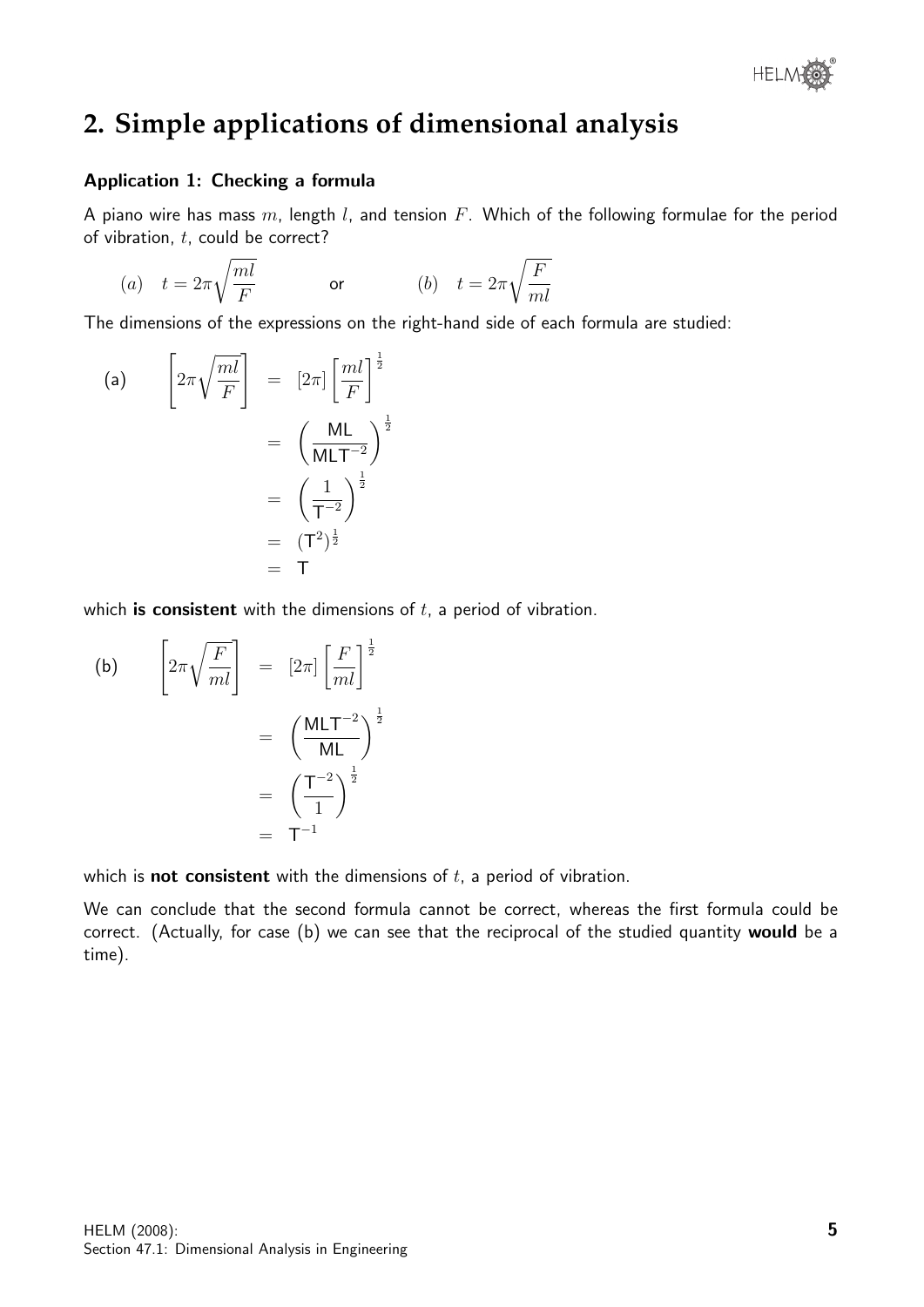## 2. Simple applications of dimensional analysis

### Application 1: Checking a formula

A piano wire has mass $m$, length $l$, and tension $F$. Which of the following formulae for the period of vibration, $t$, could be correct?

$$(a) \quad t = 2\pi\sqrt{\frac{ml}{F}} \qquad \text{or} \qquad (b) \quad t = 2\pi\sqrt{\frac{F}{ml}}$$

The dimensions of the expressions on the right-hand side of each formula are studied:

$$\text{(a)} \qquad \left[2\pi\sqrt{\frac{ml}{F}}\right] = [2\pi]\left[\frac{ml}{F}\right]^{\frac{1}{2}} = \left(\frac{\mathsf{ML}}{\mathsf{MLT}^{-2}}\right)^{\frac{1}{2}} = \left(\frac{1}{\mathsf{T}^{-2}}\right)^{\frac{1}{2}} = (\mathsf{T}^2)^{\frac{1}{2}} = \mathsf{T}$$

which **is consistent** with the dimensions of $t$, a period of vibration.

$$\text{(b)} \qquad \left[2\pi\sqrt{\frac{F}{ml}}\right] = [2\pi]\left[\frac{F}{ml}\right]^{\frac{1}{2}} = \left(\frac{\mathsf{MLT}^{-2}}{\mathsf{ML}}\right)^{\frac{1}{2}} = \left(\frac{\mathsf{T}^{-2}}{1}\right)^{\frac{1}{2}} = \mathsf{T}^{-1}$$

which is **not consistent** with the dimensions of $t$, a period of vibration.

We can conclude that the second formula cannot be correct, whereas the first formula could be correct. (Actually, for case (b) we can see that the reciprocal of the studied quantity **would** be a time).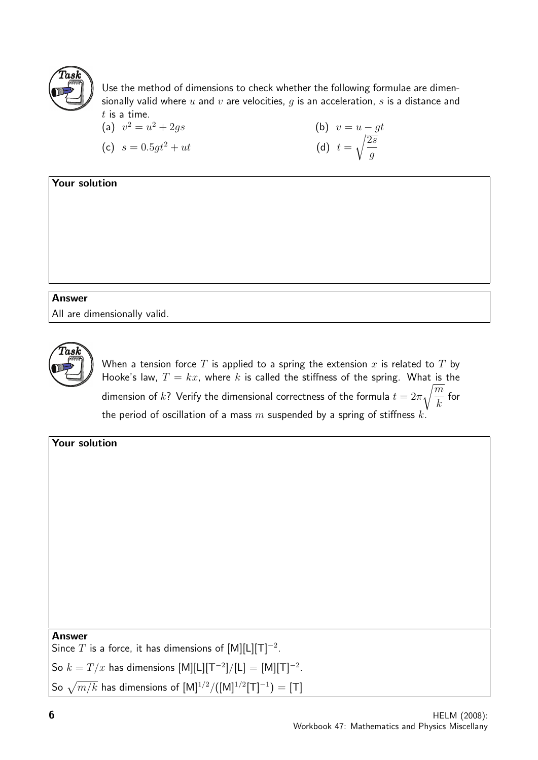**Task**

Use the method of dimensions to check whether the following formulae are dimensionally valid where $u$ and $v$ are velocities, $g$ is an acceleration, $s$ is a distance and $t$ is a time.

(a) $v^2 = u^2 + 2gs$ (b) $v = u - gt$

(c) $s = 0.5gt^2 + ut$ (d) $t = \sqrt{\dfrac{2s}{g}}$

**Your solution**

**Answer**

All are dimensionally valid.

**Task**

When a tension force $T$ is applied to a spring the extension $x$ is related to $T$ by Hooke's law, $T = kx$, where $k$ is called the stiffness of the spring. What is the dimension of $k$? Verify the dimensional correctness of the formula $t = 2\pi\sqrt{\dfrac{m}{k}}$ for the period of oscillation of a mass $m$ suspended by a spring of stiffness $k$.

**Your solution**

**Answer**

Since $T$ is a force, it has dimensions of $[\mathsf{M}][\mathsf{L}][\mathsf{T}]^{-2}$.

So $k = T/x$ has dimensions $[\mathsf{M}][\mathsf{L}][\mathsf{T}^{-2}]/[\mathsf{L}] = [\mathsf{M}][\mathsf{T}]^{-2}$.

So $\sqrt{m/k}$ has dimensions of $[\mathsf{M}]^{1/2}/([\mathsf{M}]^{1/2}[\mathsf{T}]^{-1}) = [\mathsf{T}]$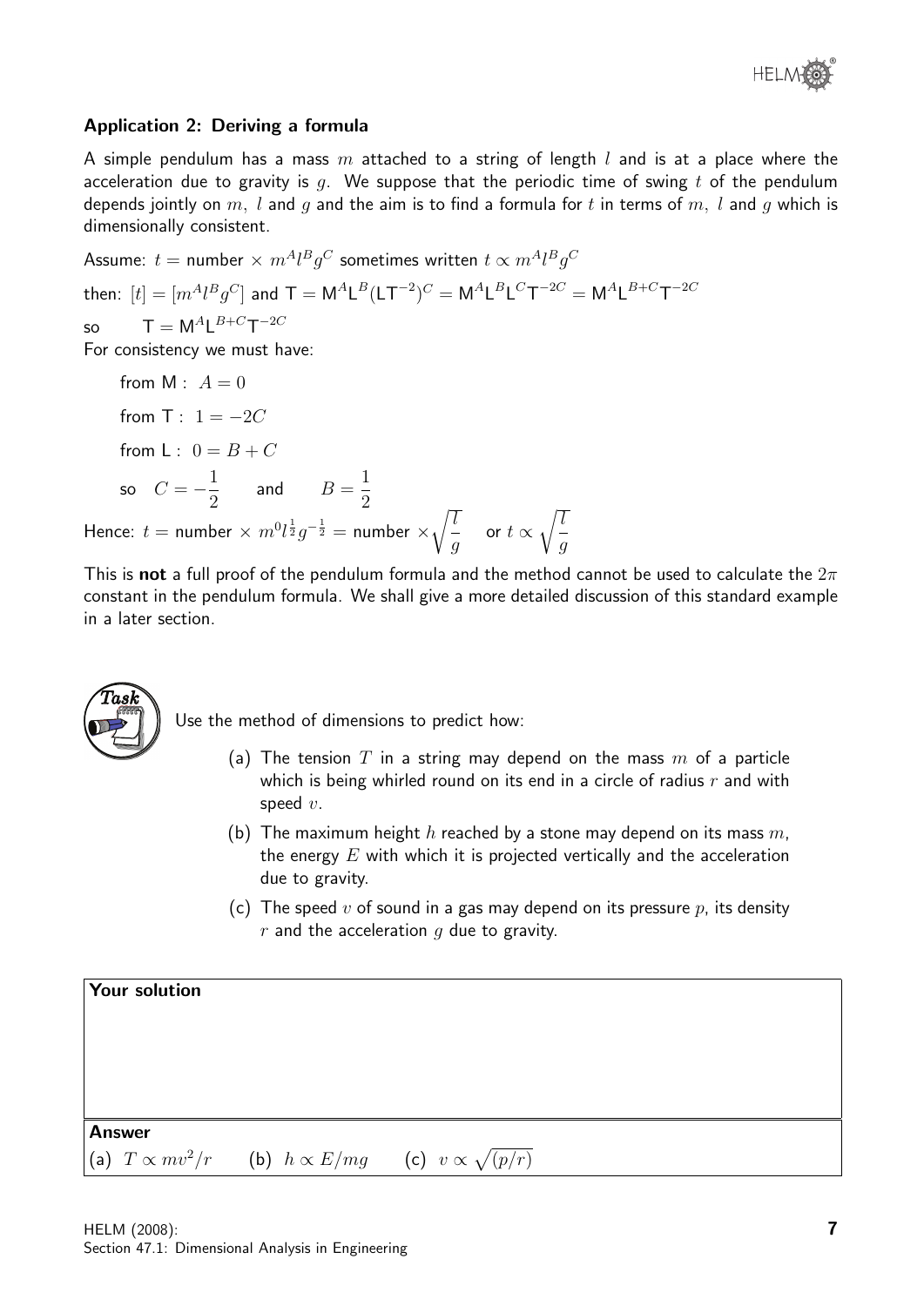### Application 2: Deriving a formula

A simple pendulum has a mass $m$ attached to a string of length $l$ and is at a place where the acceleration due to gravity is $g$. We suppose that the periodic time of swing $t$ of the pendulum depends jointly on $m$, $l$ and $g$ and the aim is to find a formula for $t$ in terms of $m$, $l$ and $g$ which is dimensionally consistent.

Assume: $t = \text{number} \times m^A l^B g^C$ sometimes written $t \propto m^A l^B g^C$

then: $[t] = [m^A l^B g^C]$ and $\mathsf{T} = \mathsf{M}^A \mathsf{L}^B (\mathsf{L}\mathsf{T}^{-2})^C = \mathsf{M}^A \mathsf{L}^B \mathsf{L}^C \mathsf{T}^{-2C} = \mathsf{M}^A \mathsf{L}^{B+C} \mathsf{T}^{-2C}$

so $\quad \mathsf{T} = \mathsf{M}^A \mathsf{L}^{B+C} \mathsf{T}^{-2C}$

For consistency we must have:

from $\mathsf{M}$ : $A = 0$

from $\mathsf{T}$ : $1 = -2C$

from $\mathsf{L}$ : $0 = B + C$

so $\quad C = -\dfrac{1}{2} \qquad$ and $\qquad B = \dfrac{1}{2}$

Hence: $t = \text{number} \times m^0 l^{\frac{1}{2}} g^{-\frac{1}{2}} = \text{number} \times \sqrt{\dfrac{l}{g}}$ $\quad$ or $t \propto \sqrt{\dfrac{l}{g}}$

This is **not** a full proof of the pendulum formula and the method cannot be used to calculate the $2\pi$ constant in the pendulum formula. We shall give a more detailed discussion of this standard example in a later section.

**Task**

Use the method of dimensions to predict how:

(a) The tension $T$ in a string may depend on the mass $m$ of a particle which is being whirled round on its end in a circle of radius $r$ and with speed $v$.

(b) The maximum height $h$ reached by a stone may depend on its mass $m$, the energy $E$ with which it is projected vertically and the acceleration due to gravity.

(c) The speed $v$ of sound in a gas may depend on its pressure $p$, its density $r$ and the acceleration $g$ due to gravity.

**Your solution**

**Answer**

(a) $T \propto mv^2/r \qquad$ (b) $h \propto E/mg \qquad$ (c) $v \propto \sqrt{(p/r)}$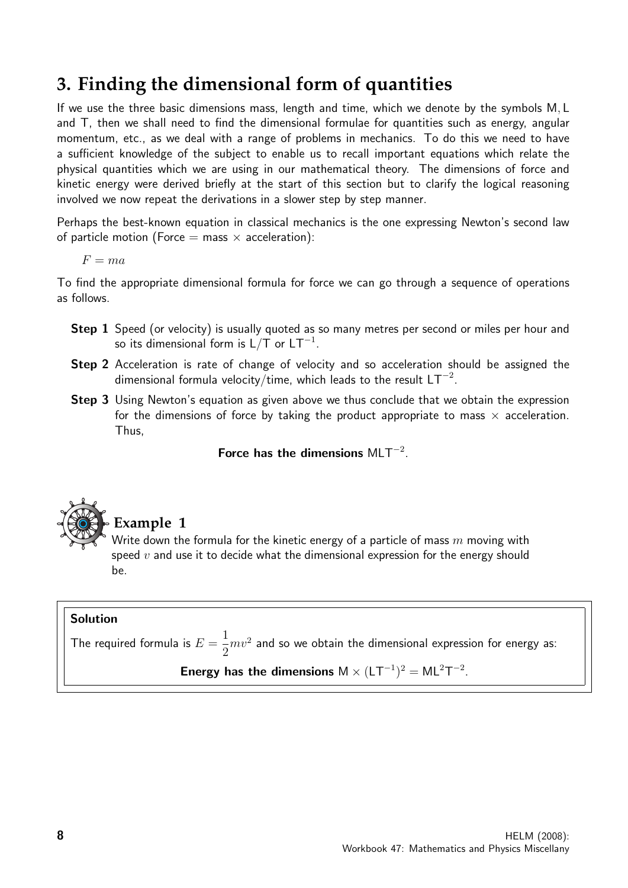# 3. Finding the dimensional form of quantities

If we use the three basic dimensions mass, length and time, which we denote by the symbols $\mathsf{M}, \mathsf{L}$ and $\mathsf{T}$, then we shall need to find the dimensional formulae for quantities such as energy, angular momentum, etc., as we deal with a range of problems in mechanics. To do this we need to have a sufficient knowledge of the subject to enable us to recall important equations which relate the physical quantities which we are using in our mathematical theory. The dimensions of force and kinetic energy were derived briefly at the start of this section but to clarify the logical reasoning involved we now repeat the derivations in a slower step by step manner.

Perhaps the best-known equation in classical mechanics is the one expressing Newton's second law of particle motion (Force = mass × acceleration):

$$F = ma$$

To find the appropriate dimensional formula for force we can go through a sequence of operations as follows.

- **Step 1** Speed (or velocity) is usually quoted as so many metres per second or miles per hour and so its dimensional form is $\mathsf{L}/\mathsf{T}$ or $\mathsf{L}\mathsf{T}^{-1}$.
- **Step 2** Acceleration is rate of change of velocity and so acceleration should be assigned the dimensional formula velocity/time, which leads to the result $\mathsf{L}\mathsf{T}^{-2}$.
- **Step 3** Using Newton's equation as given above we thus conclude that we obtain the expression for the dimensions of force by taking the product appropriate to mass × acceleration. Thus,

**Force has the dimensions** $\mathsf{M}\mathsf{L}\mathsf{T}^{-2}$.

## Example 1

Write down the formula for the kinetic energy of a particle of mass $m$ moving with speed $v$ and use it to decide what the dimensional expression for the energy should be.

**Solution**

The required formula is $E = \dfrac{1}{2}mv^2$ and so we obtain the dimensional expression for energy as:

**Energy has the dimensions** $\mathsf{M} \times (\mathsf{L}\mathsf{T}^{-1})^2 = \mathsf{M}\mathsf{L}^2\mathsf{T}^{-2}$.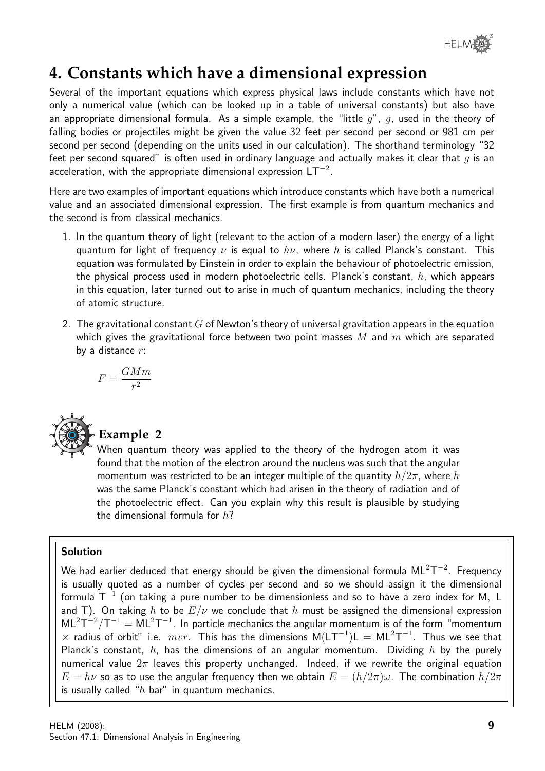## 4. Constants which have a dimensional expression

Several of the important equations which express physical laws include constants which have not only a numerical value (which can be looked up in a table of universal constants) but also have an appropriate dimensional formula. As a simple example, the "little $g$", $g$, used in the theory of falling bodies or projectiles might be given the value 32 feet per second per second or 981 cm per second per second (depending on the units used in our calculation). The shorthand terminology "32 feet per second squared" is often used in ordinary language and actually makes it clear that $g$ is an acceleration, with the appropriate dimensional expression $\mathsf{LT}^{-2}$.

Here are two examples of important equations which introduce constants which have both a numerical value and an associated dimensional expression. The first example is from quantum mechanics and the second is from classical mechanics.

1. In the quantum theory of light (relevant to the action of a modern laser) the energy of a light quantum for light of frequency $\nu$ is equal to $h\nu$, where $h$ is called Planck's constant. This equation was formulated by Einstein in order to explain the behaviour of photoelectric emission, the physical process used in modern photoelectric cells. Planck's constant, $h$, which appears in this equation, later turned out to arise in much of quantum mechanics, including the theory of atomic structure.

2. The gravitational constant $G$ of Newton's theory of universal gravitation appears in the equation which gives the gravitational force between two point masses $M$ and $m$ which are separated by a distance $r$:

$$F = \frac{GMm}{r^2}$$

### Example 2

When quantum theory was applied to the theory of the hydrogen atom it was found that the motion of the electron around the nucleus was such that the angular momentum was restricted to be an integer multiple of the quantity $h/2\pi$, where $h$ was the same Planck's constant which had arisen in the theory of radiation and of the photoelectric effect. Can you explain why this result is plausible by studying the dimensional formula for $h$?

#### Solution

We had earlier deduced that energy should be given the dimensional formula $\mathsf{ML}^2\mathsf{T}^{-2}$. Frequency is usually quoted as a number of cycles per second and so we should assign it the dimensional formula $\mathsf{T}^{-1}$ (on taking a pure number to be dimensionless and so to have a zero index for M, L and T). On taking $h$ to be $E/\nu$ we conclude that $h$ must be assigned the dimensional expression $\mathsf{ML}^2\mathsf{T}^{-2}/\mathsf{T}^{-1} = \mathsf{ML}^2\mathsf{T}^{-1}$. In particle mechanics the angular momentum is of the form "momentum $\times$ radius of orbit" i.e. $mvr$. This has the dimensions $\mathsf{M}(\mathsf{LT}^{-1})\mathsf{L} = \mathsf{ML}^2\mathsf{T}^{-1}$. Thus we see that Planck's constant, $h$, has the dimensions of an angular momentum. Dividing $h$ by the purely numerical value $2\pi$ leaves this property unchanged. Indeed, if we rewrite the original equation $E = h\nu$ so as to use the angular frequency then we obtain $E = (h/2\pi)\omega$. The combination $h/2\pi$ is usually called "$h$ bar" in quantum mechanics.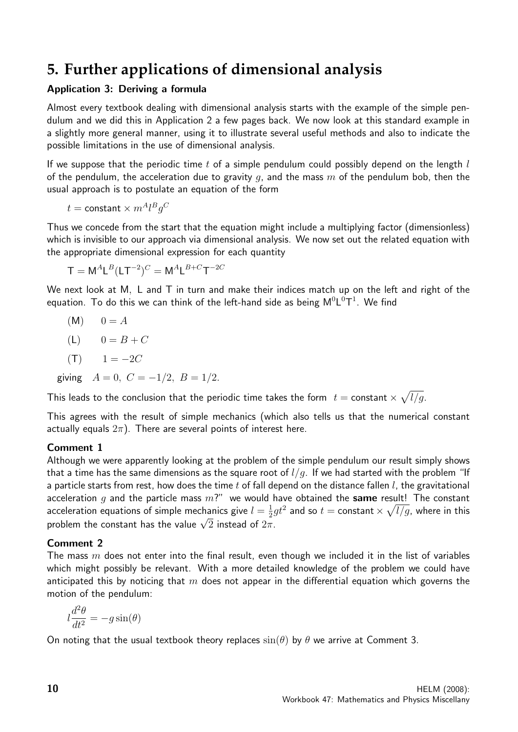# 5. Further applications of dimensional analysis

### Application 3: Deriving a formula

Almost every textbook dealing with dimensional analysis starts with the example of the simple pendulum and we did this in Application 2 a few pages back. We now look at this standard example in a slightly more general manner, using it to illustrate several useful methods and also to indicate the possible limitations in the use of dimensional analysis.

If we suppose that the periodic time $t$ of a simple pendulum could possibly depend on the length $l$ of the pendulum, the acceleration due to gravity $g$, and the mass $m$ of the pendulum bob, then the usual approach is to postulate an equation of the form

$$t = \text{constant} \times m^A l^B g^C$$

Thus we concede from the start that the equation might include a multiplying factor (dimensionless) which is invisible to our approach via dimensional analysis. We now set out the related equation with the appropriate dimensional expression for each quantity

$$\mathsf{T} = \mathsf{M}^A \mathsf{L}^B (\mathsf{L}\mathsf{T}^{-2})^C = \mathsf{M}^A \mathsf{L}^{B+C} \mathsf{T}^{-2C}$$

We next look at M, L and T in turn and make their indices match up on the left and right of the equation. To do this we can think of the left-hand side as being $\mathsf{M}^0\mathsf{L}^0\mathsf{T}^1$. We find

(M) $\quad 0 = A$

(L) $\quad 0 = B + C$

(T) $\quad 1 = -2C$

giving $\quad A = 0,\ C = -1/2,\ B = 1/2.$

This leads to the conclusion that the periodic time takes the form $t = \text{constant} \times \sqrt{l/g}$.

This agrees with the result of simple mechanics (which also tells us that the numerical constant actually equals $2\pi$). There are several points of interest here.

### Comment 1

Although we were apparently looking at the problem of the simple pendulum our result simply shows that a time has the same dimensions as the square root of $l/g$. If we had started with the problem "If a particle starts from rest, how does the time $t$ of fall depend on the distance fallen $l$, the gravitational acceleration $g$ and the particle mass $m$?" we would have obtained the **same** result! The constant acceleration equations of simple mechanics give $l = \frac{1}{2}gt^2$ and so $t = \text{constant} \times \sqrt{l/g}$, where in this problem the constant has the value $\sqrt{2}$ instead of $2\pi$.

### Comment 2

The mass $m$ does not enter into the final result, even though we included it in the list of variables which might possibly be relevant. With a more detailed knowledge of the problem we could have anticipated this by noticing that $m$ does not appear in the differential equation which governs the motion of the pendulum:

$$l\frac{d^2\theta}{dt^2} = -g\sin(\theta)$$

On noting that the usual textbook theory replaces $\sin(\theta)$ by $\theta$ we arrive at Comment 3.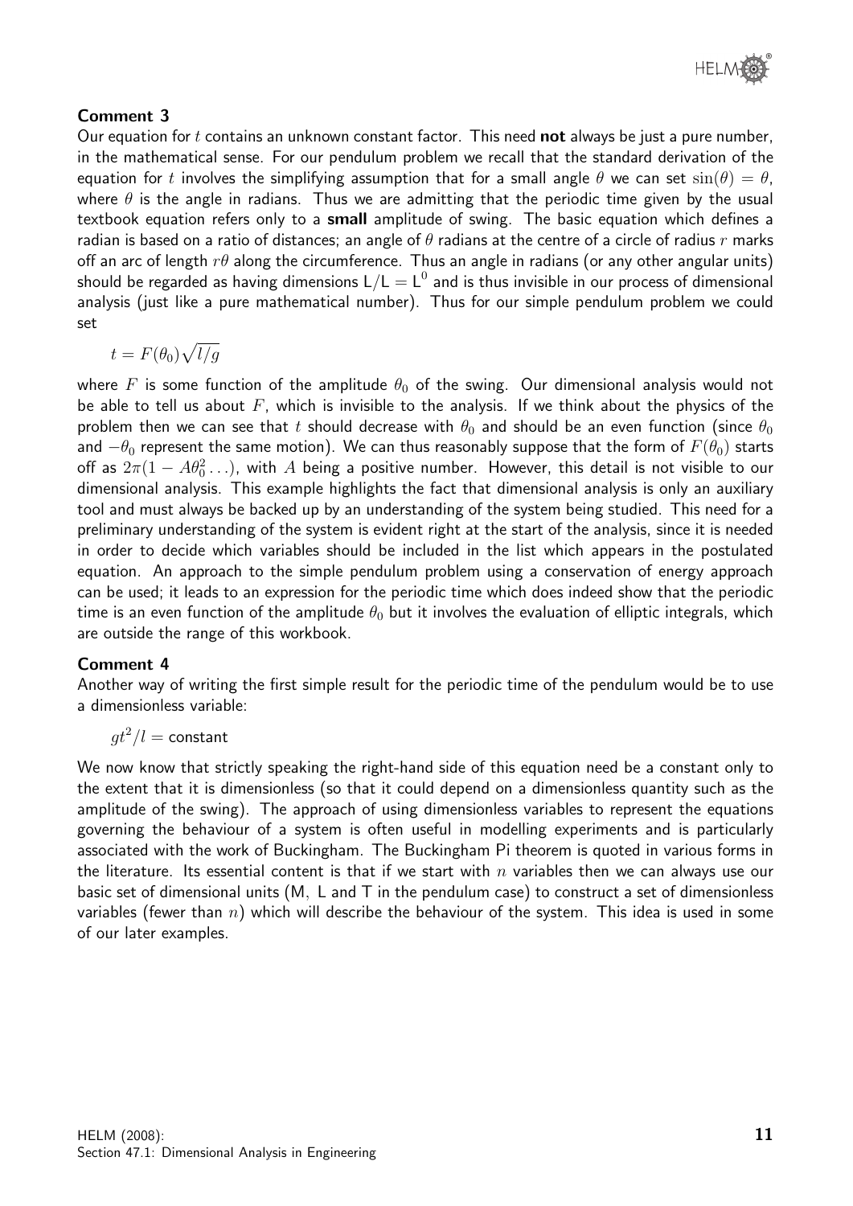**Comment 3**

Our equation for $t$ contains an unknown constant factor. This need **not** always be just a pure number, in the mathematical sense. For our pendulum problem we recall that the standard derivation of the equation for $t$ involves the simplifying assumption that for a small angle $\theta$ we can set $\sin(\theta) = \theta$, where $\theta$ is the angle in radians. Thus we are admitting that the periodic time given by the usual textbook equation refers only to a **small** amplitude of swing. The basic equation which defines a radian is based on a ratio of distances; an angle of $\theta$ radians at the centre of a circle of radius $r$ marks off an arc of length $r\theta$ along the circumference. Thus an angle in radians (or any other angular units) should be regarded as having dimensions $\mathsf{L}/\mathsf{L} = \mathsf{L}^0$ and is thus invisible in our process of dimensional analysis (just like a pure mathematical number). Thus for our simple pendulum problem we could set

$$t = F(\theta_0)\sqrt{l/g}$$

where $F$ is some function of the amplitude $\theta_0$ of the swing. Our dimensional analysis would not be able to tell us about $F$, which is invisible to the analysis. If we think about the physics of the problem then we can see that $t$ should decrease with $\theta_0$ and should be an even function (since $\theta_0$ and $-\theta_0$ represent the same motion). We can thus reasonably suppose that the form of $F(\theta_0)$ starts off as $2\pi(1 - A\theta_0^2 \ldots)$, with $A$ being a positive number. However, this detail is not visible to our dimensional analysis. This example highlights the fact that dimensional analysis is only an auxiliary tool and must always be backed up by an understanding of the system being studied. This need for a preliminary understanding of the system is evident right at the start of the analysis, since it is needed in order to decide which variables should be included in the list which appears in the postulated equation. An approach to the simple pendulum problem using a conservation of energy approach can be used; it leads to an expression for the periodic time which does indeed show that the periodic time is an even function of the amplitude $\theta_0$ but it involves the evaluation of elliptic integrals, which are outside the range of this workbook.

**Comment 4**

Another way of writing the first simple result for the periodic time of the pendulum would be to use a dimensionless variable:

$$gt^2/l = \text{constant}$$

We now know that strictly speaking the right-hand side of this equation need be a constant only to the extent that it is dimensionless (so that it could depend on a dimensionless quantity such as the amplitude of the swing). The approach of using dimensionless variables to represent the equations governing the behaviour of a system is often useful in modelling experiments and is particularly associated with the work of Buckingham. The Buckingham Pi theorem is quoted in various forms in the literature. Its essential content is that if we start with $n$ variables then we can always use our basic set of dimensional units (M, L and T in the pendulum case) to construct a set of dimensionless variables (fewer than $n$) which will describe the behaviour of the system. This idea is used in some of our later examples.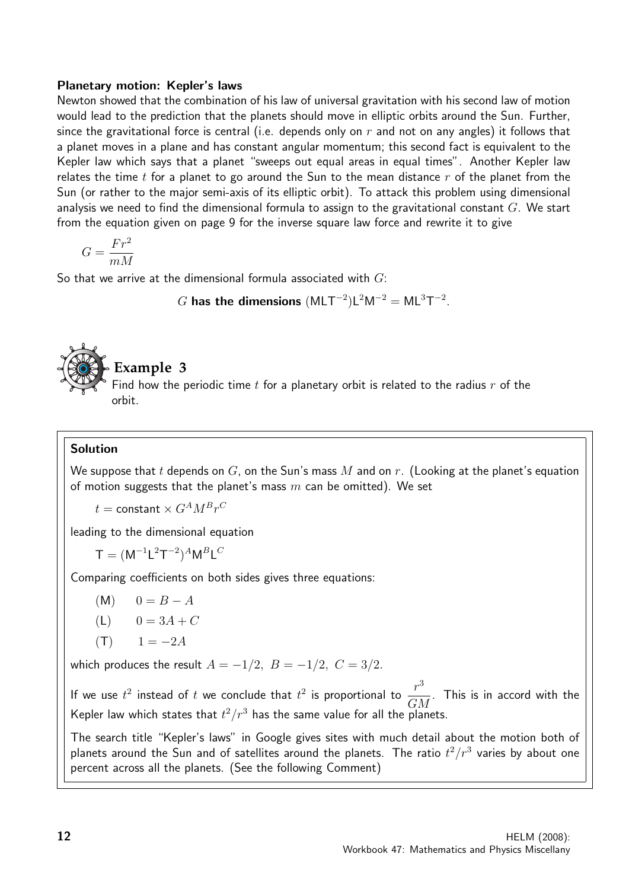**Planetary motion: Kepler's laws**

Newton showed that the combination of his law of universal gravitation with his second law of motion would lead to the prediction that the planets should move in elliptic orbits around the Sun. Further, since the gravitational force is central (i.e. depends only on $r$ and not on any angles) it follows that a planet moves in a plane and has constant angular momentum; this second fact is equivalent to the Kepler law which says that a planet "sweeps out equal areas in equal times". Another Kepler law relates the time $t$ for a planet to go around the Sun to the mean distance $r$ of the planet from the Sun (or rather to the major semi-axis of its elliptic orbit). To attack this problem using dimensional analysis we need to find the dimensional formula to assign to the gravitational constant $G$. We start from the equation given on page 9 for the inverse square law force and rewrite it to give

$$G = \frac{Fr^2}{mM}$$

So that we arrive at the dimensional formula associated with $G$:

$$G \textbf{ has the dimensions } (\mathsf{MLT}^{-2})\mathsf{L}^2\mathsf{M}^{-2} = \mathsf{ML}^3\mathsf{T}^{-2}.$$

## Example 3

Find how the periodic time $t$ for a planetary orbit is related to the radius $r$ of the orbit.

**Solution**

We suppose that $t$ depends on $G$, on the Sun's mass $M$ and on $r$. (Looking at the planet's equation of motion suggests that the planet's mass $m$ can be omitted). We set

$$t = \text{constant} \times G^A M^B r^C$$

leading to the dimensional equation

$$\mathsf{T} = (\mathsf{M}^{-1}\mathsf{L}^2\mathsf{T}^{-2})^A \mathsf{M}^B \mathsf{L}^C$$

Comparing coefficients on both sides gives three equations:

$$(\mathsf{M}) \quad 0 = B - A$$

$$(\mathsf{L}) \quad 0 = 3A + C$$

$$(\mathsf{T}) \quad 1 = -2A$$

which produces the result $A = -1/2,\ B = -1/2,\ C = 3/2$.

If we use $t^2$ instead of $t$ we conclude that $t^2$ is proportional to $\dfrac{r^3}{GM}$. This is in accord with the Kepler law which states that $t^2/r^3$ has the same value for all the planets.

The search title "Kepler's laws" in Google gives sites with much detail about the motion both of planets around the Sun and of satellites around the planets. The ratio $t^2/r^3$ varies by about one percent across all the planets. (See the following Comment)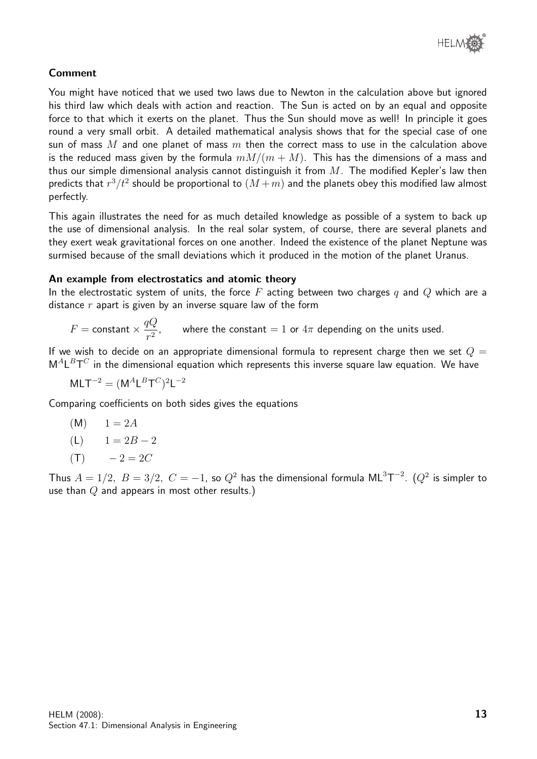### Comment

You might have noticed that we used two laws due to Newton in the calculation above but ignored his third law which deals with action and reaction. The Sun is acted on by an equal and opposite force to that which it exerts on the planet. Thus the Sun should move as well! In principle it goes round a very small orbit. A detailed mathematical analysis shows that for the special case of one sun of mass $M$ and one planet of mass $m$ then the correct mass to use in the calculation above is the reduced mass given by the formula $mM/(m+M)$. This has the dimensions of a mass and thus our simple dimensional analysis cannot distinguish it from $M$. The modified Kepler's law then predicts that $r^3/t^2$ should be proportional to $(M+m)$ and the planets obey this modified law almost perfectly.

This again illustrates the need for as much detailed knowledge as possible of a system to back up the use of dimensional analysis. In the real solar system, of course, there are several planets and they exert weak gravitational forces on one another. Indeed the existence of the planet Neptune was surmised because of the small deviations which it produced in the motion of the planet Uranus.

### An example from electrostatics and atomic theory

In the electrostatic system of units, the force $F$ acting between two charges $q$ and $Q$ which are a distance $r$ apart is given by an inverse square law of the form

$$F = \text{constant} \times \frac{qQ}{r^2}, \qquad \text{where the constant} = 1 \text{ or } 4\pi \text{ depending on the units used.}$$

If we wish to decide on an appropriate dimensional formula to represent charge then we set $Q = \mathsf{M}^A\mathsf{L}^B\mathsf{T}^C$ in the dimensional equation which represents this inverse square law equation. We have

$$\mathsf{MLT}^{-2} = (\mathsf{M}^A\mathsf{L}^B\mathsf{T}^C)^2\mathsf{L}^{-2}$$

Comparing coefficients on both sides gives the equations

(M) $\quad 1 = 2A$

(L) $\quad 1 = 2B - 2$

(T) $\quad -2 = 2C$

Thus $A = 1/2,\ B = 3/2,\ C = -1$, so $Q^2$ has the dimensional formula $\mathsf{ML}^3\mathsf{T}^{-2}$. ($Q^2$ is simpler to use than $Q$ and appears in most other results.)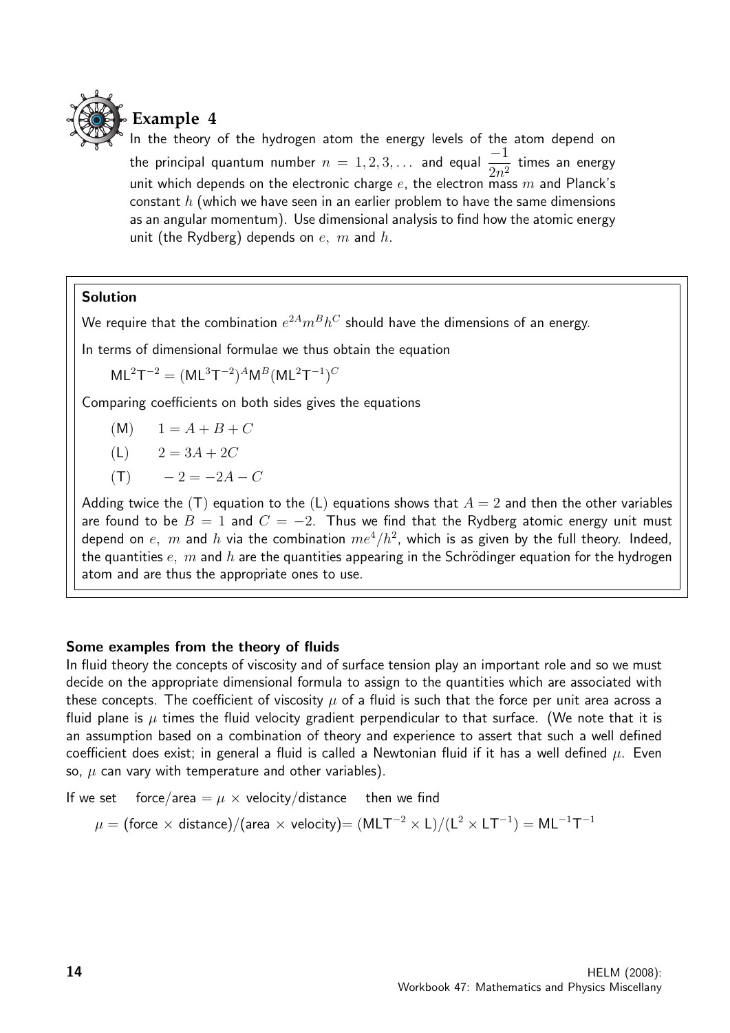## Example 4

In the theory of the hydrogen atom the energy levels of the atom depend on the principal quantum number $n = 1, 2, 3, \ldots$ and equal $\dfrac{-1}{2n^2}$ times an energy unit which depends on the electronic charge $e$, the electron mass $m$ and Planck's constant $h$ (which we have seen in an earlier problem to have the same dimensions as an angular momentum). Use dimensional analysis to find how the atomic energy unit (the Rydberg) depends on $e$, $m$ and $h$.

**Solution**

We require that the combination $e^{2A}m^Bh^C$ should have the dimensions of an energy.

In terms of dimensional formulae we thus obtain the equation

$$\mathsf{ML}^2\mathsf{T}^{-2} = (\mathsf{ML}^3\mathsf{T}^{-2})^A\mathsf{M}^B(\mathsf{ML}^2\mathsf{T}^{-1})^C$$

Comparing coefficients on both sides gives the equations

(M) $\quad 1 = A + B + C$

(L) $\quad 2 = 3A + 2C$

(T) $\quad -2 = -2A - C$

Adding twice the (T) equation to the (L) equations shows that $A = 2$ and then the other variables are found to be $B = 1$ and $C = -2$. Thus we find that the Rydberg atomic energy unit must depend on $e$, $m$ and $h$ via the combination $me^4/h^2$, which is as given by the full theory. Indeed, the quantities $e$, $m$ and $h$ are the quantities appearing in the Schrödinger equation for the hydrogen atom and are thus the appropriate ones to use.

**Some examples from the theory of fluids**

In fluid theory the concepts of viscosity and of surface tension play an important role and so we must decide on the appropriate dimensional formula to assign to the quantities which are associated with these concepts. The coefficient of viscosity $\mu$ of a fluid is such that the force per unit area across a fluid plane is $\mu$ times the fluid velocity gradient perpendicular to that surface. (We note that it is an assumption based on a combination of theory and experience to assert that such a well defined coefficient does exist; in general a fluid is called a Newtonian fluid if it has a well defined $\mu$. Even so, $\mu$ can vary with temperature and other variables).

If we set $\quad$ force/area $= \mu \times$ velocity/distance $\quad$ then we find

$$\mu = (\text{force} \times \text{distance})/(\text{area} \times \text{velocity}) = (\mathsf{MLT}^{-2} \times \mathsf{L})/(\mathsf{L}^2 \times \mathsf{LT}^{-1}) = \mathsf{ML}^{-1}\mathsf{T}^{-1}$$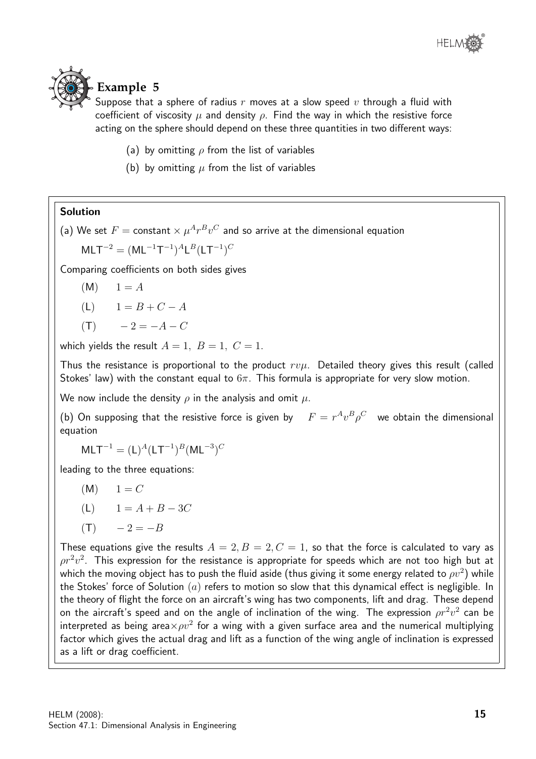# Example 5

Suppose that a sphere of radius $r$ moves at a slow speed $v$ through a fluid with coefficient of viscosity $\mu$ and density $\rho$. Find the way in which the resistive force acting on the sphere should depend on these three quantities in two different ways:

(a) by omitting $\rho$ from the list of variables

(b) by omitting $\mu$ from the list of variables

## Solution

(a) We set $F = \text{constant} \times \mu^A r^B v^C$ and so arrive at the dimensional equation

$$\mathsf{MLT}^{-2} = (\mathsf{ML}^{-1}\mathsf{T}^{-1})^A \mathsf{L}^B (\mathsf{LT}^{-1})^C$$

Comparing coefficients on both sides gives

(M) $\quad 1 = A$

(L) $\quad 1 = B + C - A$

(T) $\quad -2 = -A - C$

which yields the result $A = 1,\ B = 1,\ C = 1.$

Thus the resistance is proportional to the product $rv\mu$. Detailed theory gives this result (called Stokes' law) with the constant equal to $6\pi$. This formula is appropriate for very slow motion.

We now include the density $\rho$ in the analysis and omit $\mu$.

(b) On supposing that the resistive force is given by $\quad F = r^A v^B \rho^C \quad$ we obtain the dimensional equation

$$\mathsf{MLT}^{-1} = (\mathsf{L})^A (\mathsf{LT}^{-1})^B (\mathsf{ML}^{-3})^C$$

leading to the three equations:

(M) $\quad 1 = C$

(L) $\quad 1 = A + B - 3C$

(T) $\quad -2 = -B$

These equations give the results $A = 2, B = 2, C = 1$, so that the force is calculated to vary as $\rho r^2 v^2$. This expression for the resistance is appropriate for speeds which are not too high but at which the moving object has to push the fluid aside (thus giving it some energy related to $\rho v^2$) while the Stokes' force of Solution $(a)$ refers to motion so slow that this dynamical effect is negligible. In the theory of flight the force on an aircraft's wing has two components, lift and drag. These depend on the aircraft's speed and on the angle of inclination of the wing. The expression $\rho r^2 v^2$ can be interpreted as being area$\times \rho v^2$ for a wing with a given surface area and the numerical multiplying factor which gives the actual drag and lift as a function of the wing angle of inclination is expressed as a lift or drag coefficient.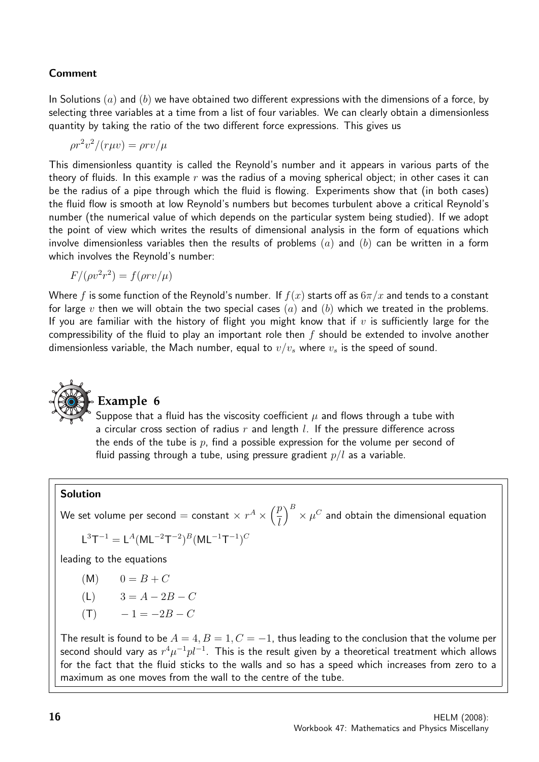**Comment**

In Solutions $(a)$ and $(b)$ we have obtained two different expressions with the dimensions of a force, by selecting three variables at a time from a list of four variables. We can clearly obtain a dimensionless quantity by taking the ratio of the two different force expressions. This gives us

$$\rho r^2 v^2/(r\mu v) = \rho r v/\mu$$

This dimensionless quantity is called the Reynold's number and it appears in various parts of the theory of fluids. In this example $r$ was the radius of a moving spherical object; in other cases it can be the radius of a pipe through which the fluid is flowing. Experiments show that (in both cases) the fluid flow is smooth at low Reynold's numbers but becomes turbulent above a critical Reynold's number (the numerical value of which depends on the particular system being studied). If we adopt the point of view which writes the results of dimensional analysis in the form of equations which involve dimensionless variables then the results of problems $(a)$ and $(b)$ can be written in a form which involves the Reynold's number:

$$F/(\rho v^2 r^2) = f(\rho r v/\mu)$$

Where $f$ is some function of the Reynold's number. If $f(x)$ starts off as $6\pi/x$ and tends to a constant for large $v$ then we will obtain the two special cases $(a)$ and $(b)$ which we treated in the problems. If you are familiar with the history of flight you might know that if $v$ is sufficiently large for the compressibility of the fluid to play an important role then $f$ should be extended to involve another dimensionless variable, the Mach number, equal to $v/v_s$ where $v_s$ is the speed of sound.

## Example 6

Suppose that a fluid has the viscosity coefficient $\mu$ and flows through a tube with a circular cross section of radius $r$ and length $l$. If the pressure difference across the ends of the tube is $p$, find a possible expression for the volume per second of fluid passing through a tube, using pressure gradient $p/l$ as a variable.

**Solution**

We set volume per second = constant $\times\, r^A \times \left(\dfrac{p}{l}\right)^B \times \mu^C$ and obtain the dimensional equation

$$\mathsf{L}^3\mathsf{T}^{-1} = \mathsf{L}^A(\mathsf{M}\mathsf{L}^{-2}\mathsf{T}^{-2})^B(\mathsf{M}\mathsf{L}^{-1}\mathsf{T}^{-1})^C$$

leading to the equations

(M) $\quad 0 = B + C$

(L) $\quad 3 = A - 2B - C$

(T) $\quad -1 = -2B - C$

The result is found to be $A = 4, B = 1, C = -1$, thus leading to the conclusion that the volume per second should vary as $r^4\mu^{-1}pl^{-1}$. This is the result given by a theoretical treatment which allows for the fact that the fluid sticks to the walls and so has a speed which increases from zero to a maximum as one moves from the wall to the centre of the tube.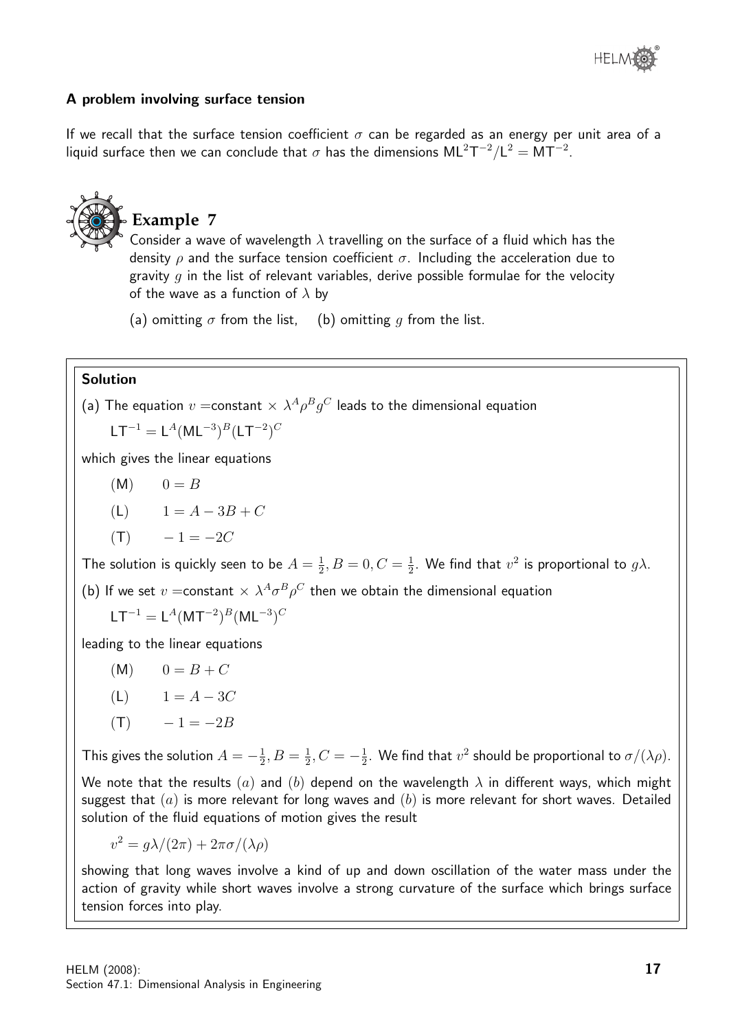### A problem involving surface tension

If we recall that the surface tension coefficient $\sigma$ can be regarded as an energy per unit area of a liquid surface then we can conclude that $\sigma$ has the dimensions $\mathsf{ML}^2\mathsf{T}^{-2}/\mathsf{L}^2 = \mathsf{MT}^{-2}$.

## Example 7

Consider a wave of wavelength $\lambda$ travelling on the surface of a fluid which has the density $\rho$ and the surface tension coefficient $\sigma$. Including the acceleration due to gravity $g$ in the list of relevant variables, derive possible formulae for the velocity of the wave as a function of $\lambda$ by

(a) omitting $\sigma$ from the list, (b) omitting $g$ from the list.

### Solution

(a) The equation $v =$constant $\times\ \lambda^A\rho^B g^C$ leads to the dimensional equation

$$\mathsf{LT}^{-1} = \mathsf{L}^A(\mathsf{ML}^{-3})^B(\mathsf{LT}^{-2})^C$$

which gives the linear equations

$$(\mathsf{M}) \qquad 0 = B$$

$$(\mathsf{L}) \qquad 1 = A - 3B + C$$

$$(\mathsf{T}) \qquad -1 = -2C$$

The solution is quickly seen to be $A = \frac{1}{2}, B = 0, C = \frac{1}{2}$. We find that $v^2$ is proportional to $g\lambda$.

(b) If we set $v =$constant $\times\ \lambda^A\sigma^B\rho^C$ then we obtain the dimensional equation

$$\mathsf{LT}^{-1} = \mathsf{L}^A(\mathsf{MT}^{-2})^B(\mathsf{ML}^{-3})^C$$

leading to the linear equations

$$(\mathsf{M}) \qquad 0 = B + C$$

$$(\mathsf{L}) \qquad 1 = A - 3C$$

$$(\mathsf{T}) \qquad -1 = -2B$$

This gives the solution $A = -\frac{1}{2}, B = \frac{1}{2}, C = -\frac{1}{2}$. We find that $v^2$ should be proportional to $\sigma/(\lambda\rho)$.

We note that the results $(a)$ and $(b)$ depend on the wavelength $\lambda$ in different ways, which might suggest that $(a)$ is more relevant for long waves and $(b)$ is more relevant for short waves. Detailed solution of the fluid equations of motion gives the result

$$v^2 = g\lambda/(2\pi) + 2\pi\sigma/(\lambda\rho)$$

showing that long waves involve a kind of up and down oscillation of the water mass under the action of gravity while short waves involve a strong curvature of the surface which brings surface tension forces into play.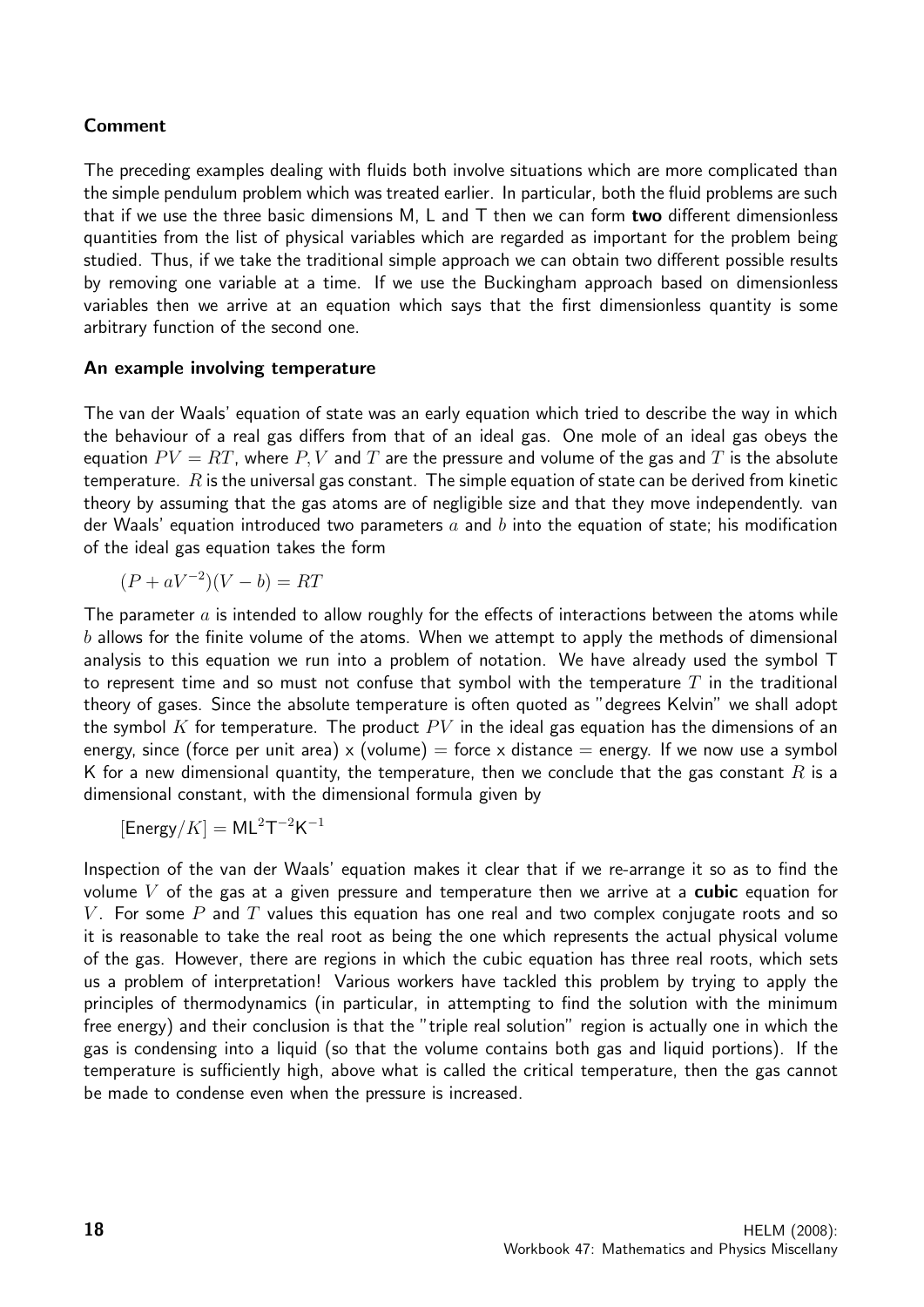### Comment

The preceding examples dealing with fluids both involve situations which are more complicated than the simple pendulum problem which was treated earlier. In particular, both the fluid problems are such that if we use the three basic dimensions M, L and T then we can form **two** different dimensionless quantities from the list of physical variables which are regarded as important for the problem being studied. Thus, if we take the traditional simple approach we can obtain two different possible results by removing one variable at a time. If we use the Buckingham approach based on dimensionless variables then we arrive at an equation which says that the first dimensionless quantity is some arbitrary function of the second one.

### An example involving temperature

The van der Waals' equation of state was an early equation which tried to describe the way in which the behaviour of a real gas differs from that of an ideal gas. One mole of an ideal gas obeys the equation $PV = RT$, where $P, V$ and $T$ are the pressure and volume of the gas and $T$ is the absolute temperature. $R$ is the universal gas constant. The simple equation of state can be derived from kinetic theory by assuming that the gas atoms are of negligible size and that they move independently. van der Waals' equation introduced two parameters $a$ and $b$ into the equation of state; his modification of the ideal gas equation takes the form

$$(P + aV^{-2})(V - b) = RT$$

The parameter $a$ is intended to allow roughly for the effects of interactions between the atoms while $b$ allows for the finite volume of the atoms. When we attempt to apply the methods of dimensional analysis to this equation we run into a problem of notation. We have already used the symbol T to represent time and so must not confuse that symbol with the temperature $T$ in the traditional theory of gases. Since the absolute temperature is often quoted as "degrees Kelvin" we shall adopt the symbol $K$ for temperature. The product $PV$ in the ideal gas equation has the dimensions of an energy, since (force per unit area) x (volume) = force x distance = energy. If we now use a symbol K for a new dimensional quantity, the temperature, then we conclude that the gas constant $R$ is a dimensional constant, with the dimensional formula given by

$$[\text{Energy}/K] = \text{ML}^2\text{T}^{-2}\text{K}^{-1}$$

Inspection of the van der Waals' equation makes it clear that if we re-arrange it so as to find the volume $V$ of the gas at a given pressure and temperature then we arrive at a **cubic** equation for $V$. For some $P$ and $T$ values this equation has one real and two complex conjugate roots and so it is reasonable to take the real root as being the one which represents the actual physical volume of the gas. However, there are regions in which the cubic equation has three real roots, which sets us a problem of interpretation! Various workers have tackled this problem by trying to apply the principles of thermodynamics (in particular, in attempting to find the solution with the minimum free energy) and their conclusion is that the "triple real solution" region is actually one in which the gas is condensing into a liquid (so that the volume contains both gas and liquid portions). If the temperature is sufficiently high, above what is called the critical temperature, then the gas cannot be made to condense even when the pressure is increased.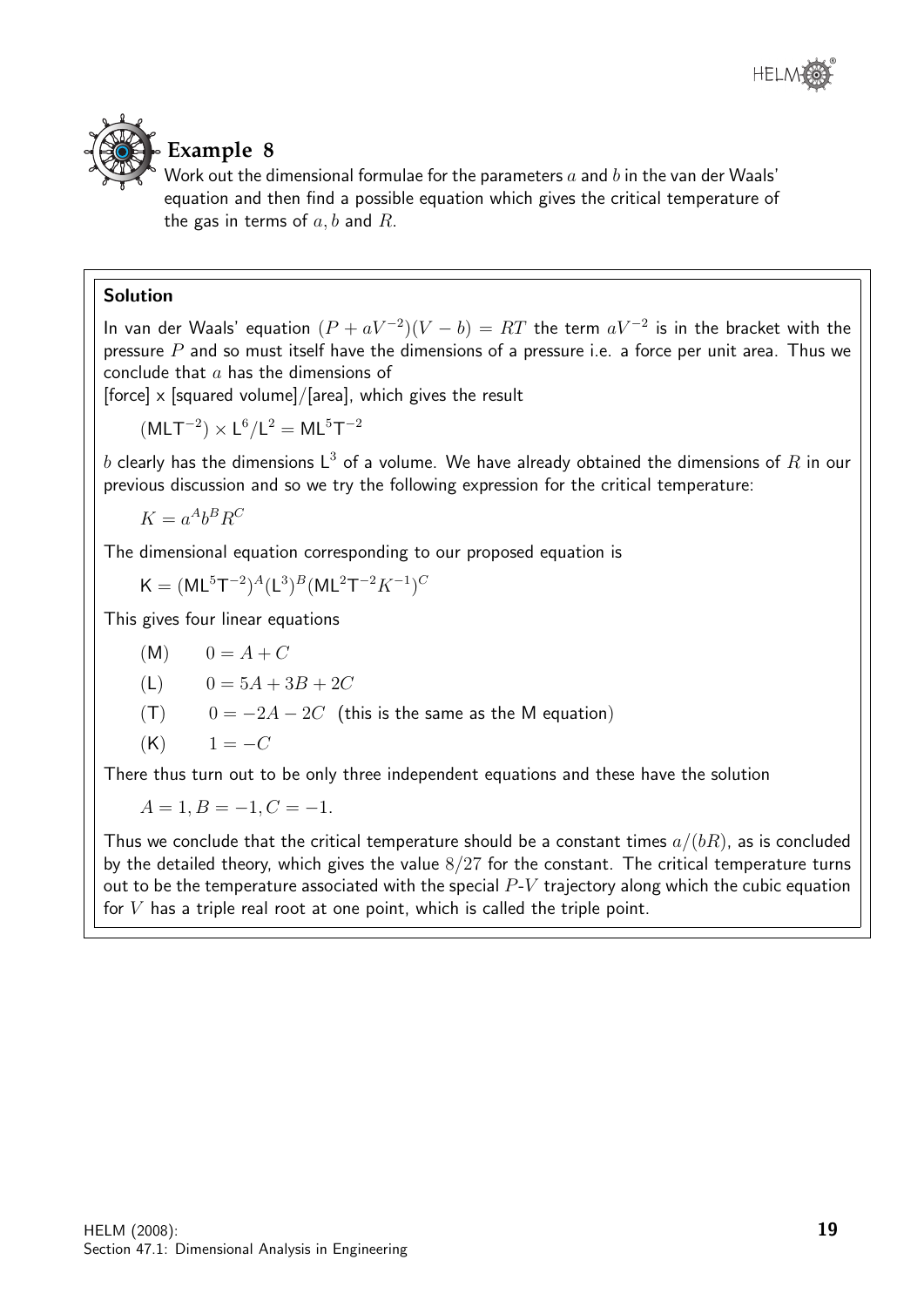## Example 8

Work out the dimensional formulae for the parameters $a$ and $b$ in the van der Waals' equation and then find a possible equation which gives the critical temperature of the gas in terms of $a, b$ and $R$.

### Solution

In van der Waals' equation $(P + aV^{-2})(V - b) = RT$ the term $aV^{-2}$ is in the bracket with the pressure $P$ and so must itself have the dimensions of a pressure i.e. a force per unit area. Thus we conclude that $a$ has the dimensions of

[force] x [squared volume]/[area], which gives the result

$$(\mathsf{MLT}^{-2}) \times \mathsf{L}^6/\mathsf{L}^2 = \mathsf{ML}^5\mathsf{T}^{-2}$$

$b$ clearly has the dimensions $\mathsf{L}^3$ of a volume. We have already obtained the dimensions of $R$ in our previous discussion and so we try the following expression for the critical temperature:

$$K = a^A b^B R^C$$

The dimensional equation corresponding to our proposed equation is

$$\mathsf{K} = (\mathsf{ML}^5\mathsf{T}^{-2})^A(\mathsf{L}^3)^B(\mathsf{ML}^2\mathsf{T}^{-2}K^{-1})^C$$

This gives four linear equations

(M) $\quad 0 = A + C$

(L) $\quad 0 = 5A + 3B + 2C$

(T) $\quad 0 = -2A - 2C$ (this is the same as the M equation)

(K) $\quad 1 = -C$

There thus turn out to be only three independent equations and these have the solution

$$A = 1, B = -1, C = -1.$$

Thus we conclude that the critical temperature should be a constant times $a/(bR)$, as is concluded by the detailed theory, which gives the value $8/27$ for the constant. The critical temperature turns out to be the temperature associated with the special $P$-$V$ trajectory along which the cubic equation for $V$ has a triple real root at one point, which is called the triple point.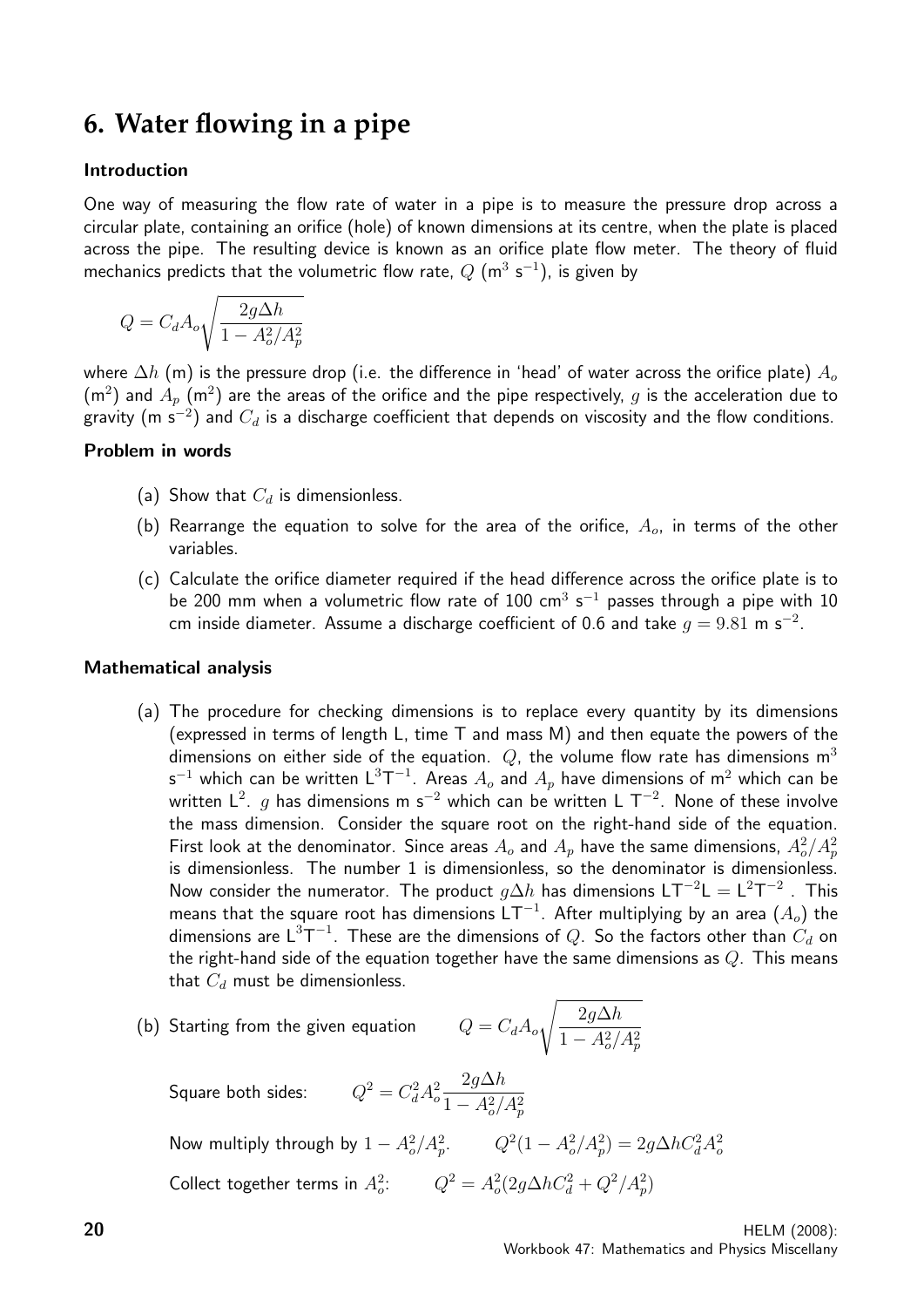# 6. Water flowing in a pipe

### Introduction

One way of measuring the flow rate of water in a pipe is to measure the pressure drop across a circular plate, containing an orifice (hole) of known dimensions at its centre, when the plate is placed across the pipe. The resulting device is known as an orifice plate flow meter. The theory of fluid mechanics predicts that the volumetric flow rate, $Q$ ($\text{m}^3\ \text{s}^{-1}$), is given by

$$Q = C_d A_o \sqrt{\frac{2g\Delta h}{1 - A_o^2/A_p^2}}$$

where $\Delta h$ (m) is the pressure drop (i.e. the difference in 'head' of water across the orifice plate) $A_o$ ($\text{m}^2$) and $A_p$ ($\text{m}^2$) are the areas of the orifice and the pipe respectively, $g$ is the acceleration due to gravity ($\text{m s}^{-2}$) and $C_d$ is a discharge coefficient that depends on viscosity and the flow conditions.

### Problem in words

(a) Show that $C_d$ is dimensionless.

(b) Rearrange the equation to solve for the area of the orifice, $A_o$, in terms of the other variables.

(c) Calculate the orifice diameter required if the head difference across the orifice plate is to be 200 mm when a volumetric flow rate of 100 $\text{cm}^3\ \text{s}^{-1}$ passes through a pipe with 10 cm inside diameter. Assume a discharge coefficient of 0.6 and take $g = 9.81\ \text{m s}^{-2}$.

### Mathematical analysis

(a) The procedure for checking dimensions is to replace every quantity by its dimensions (expressed in terms of length L, time T and mass M) and then equate the powers of the dimensions on either side of the equation. $Q$, the volume flow rate has dimensions $\text{m}^3$ $\text{s}^{-1}$ which can be written $\text{L}^3\text{T}^{-1}$. Areas $A_o$ and $A_p$ have dimensions of $\text{m}^2$ which can be written $\text{L}^2$. $g$ has dimensions $\text{m s}^{-2}$ which can be written $\text{L T}^{-2}$. None of these involve the mass dimension. Consider the square root on the right-hand side of the equation. First look at the denominator. Since areas $A_o$ and $A_p$ have the same dimensions, $A_o^2/A_p^2$ is dimensionless. The number 1 is dimensionless, so the denominator is dimensionless. Now consider the numerator. The product $g\Delta h$ has dimensions $\text{LT}^{-2}\text{L} = \text{L}^2\text{T}^{-2}$ . This means that the square root has dimensions $\text{LT}^{-1}$. After multiplying by an area ($A_o$) the dimensions are $\text{L}^3\text{T}^{-1}$. These are the dimensions of $Q$. So the factors other than $C_d$ on the right-hand side of the equation together have the same dimensions as $Q$. This means that $C_d$ must be dimensionless.

(b) Starting from the given equation $\qquad Q = C_d A_o \sqrt{\dfrac{2g\Delta h}{1 - A_o^2/A_p^2}}$

Square both sides: $\qquad Q^2 = C_d^2 A_o^2 \dfrac{2g\Delta h}{1 - A_o^2/A_p^2}$

Now multiply through by $1 - A_o^2/A_p^2$. $\qquad Q^2(1 - A_o^2/A_p^2) = 2g\Delta h C_d^2 A_o^2$

Collect together terms in $A_o^2$: $\qquad Q^2 = A_o^2(2g\Delta h C_d^2 + Q^2/A_p^2)$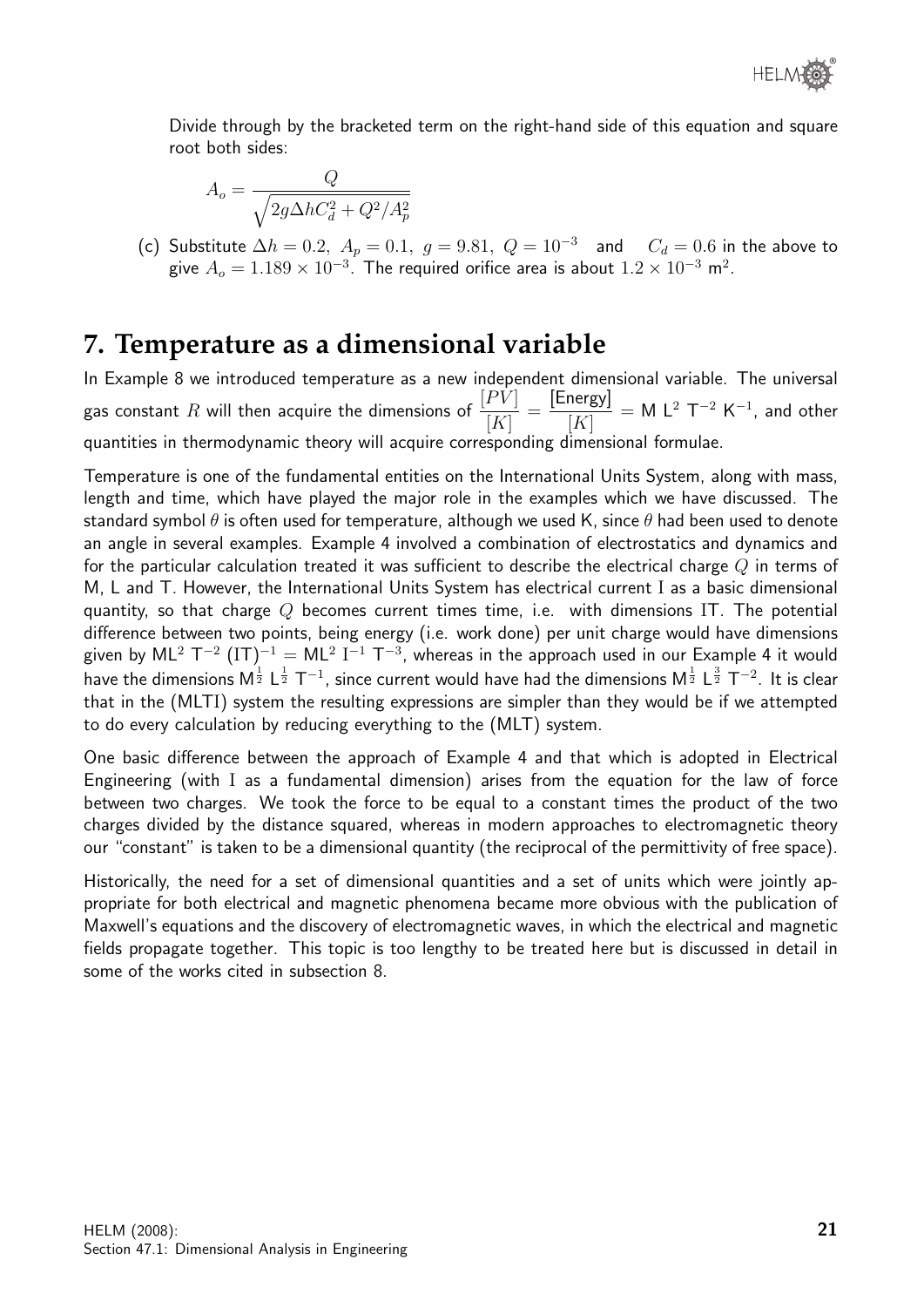Divide through by the bracketed term on the right-hand side of this equation and square root both sides:

$$A_o = \frac{Q}{\sqrt{2g\Delta h C_d^2 + Q^2/A_p^2}}$$

(c) Substitute $\Delta h = 0.2,\ A_p = 0.1,\ g = 9.81,\ Q = 10^{-3}$ and $C_d = 0.6$ in the above to give $A_o = 1.189 \times 10^{-3}$. The required orifice area is about $1.2 \times 10^{-3}$ m$^2$.

## 7. Temperature as a dimensional variable

In Example 8 we introduced temperature as a new independent dimensional variable. The universal gas constant $R$ will then acquire the dimensions of $\dfrac{[PV]}{[K]} = \dfrac{[\text{Energy}]}{[K]} = \text{M L}^2\ \text{T}^{-2}\ \text{K}^{-1}$, and other quantities in thermodynamic theory will acquire corresponding dimensional formulae.

Temperature is one of the fundamental entities on the International Units System, along with mass, length and time, which have played the major role in the examples which we have discussed. The standard symbol $\theta$ is often used for temperature, although we used K, since $\theta$ had been used to denote an angle in several examples. Example 4 involved a combination of electrostatics and dynamics and for the particular calculation treated it was sufficient to describe the electrical charge $Q$ in terms of M, L and T. However, the International Units System has electrical current I as a basic dimensional quantity, so that charge $Q$ becomes current times time, i.e. with dimensions IT. The potential difference between two points, being energy (i.e. work done) per unit charge would have dimensions given by $\text{ML}^2\ \text{T}^{-2}\ (\text{IT})^{-1} = \text{ML}^2\ \text{I}^{-1}\ \text{T}^{-3}$, whereas in the approach used in our Example 4 it would have the dimensions $\text{M}^{\frac{1}{2}}\ \text{L}^{\frac{1}{2}}\ \text{T}^{-1}$, since current would have had the dimensions $\text{M}^{\frac{1}{2}}\ \text{L}^{\frac{3}{2}}\ \text{T}^{-2}$. It is clear that in the (MLTI) system the resulting expressions are simpler than they would be if we attempted to do every calculation by reducing everything to the (MLT) system.

One basic difference between the approach of Example 4 and that which is adopted in Electrical Engineering (with I as a fundamental dimension) arises from the equation for the law of force between two charges. We took the force to be equal to a constant times the product of the two charges divided by the distance squared, whereas in modern approaches to electromagnetic theory our "constant" is taken to be a dimensional quantity (the reciprocal of the permittivity of free space).

Historically, the need for a set of dimensional quantities and a set of units which were jointly appropriate for both electrical and magnetic phenomena became more obvious with the publication of Maxwell's equations and the discovery of electromagnetic waves, in which the electrical and magnetic fields propagate together. This topic is too lengthy to be treated here but is discussed in detail in some of the works cited in subsection 8.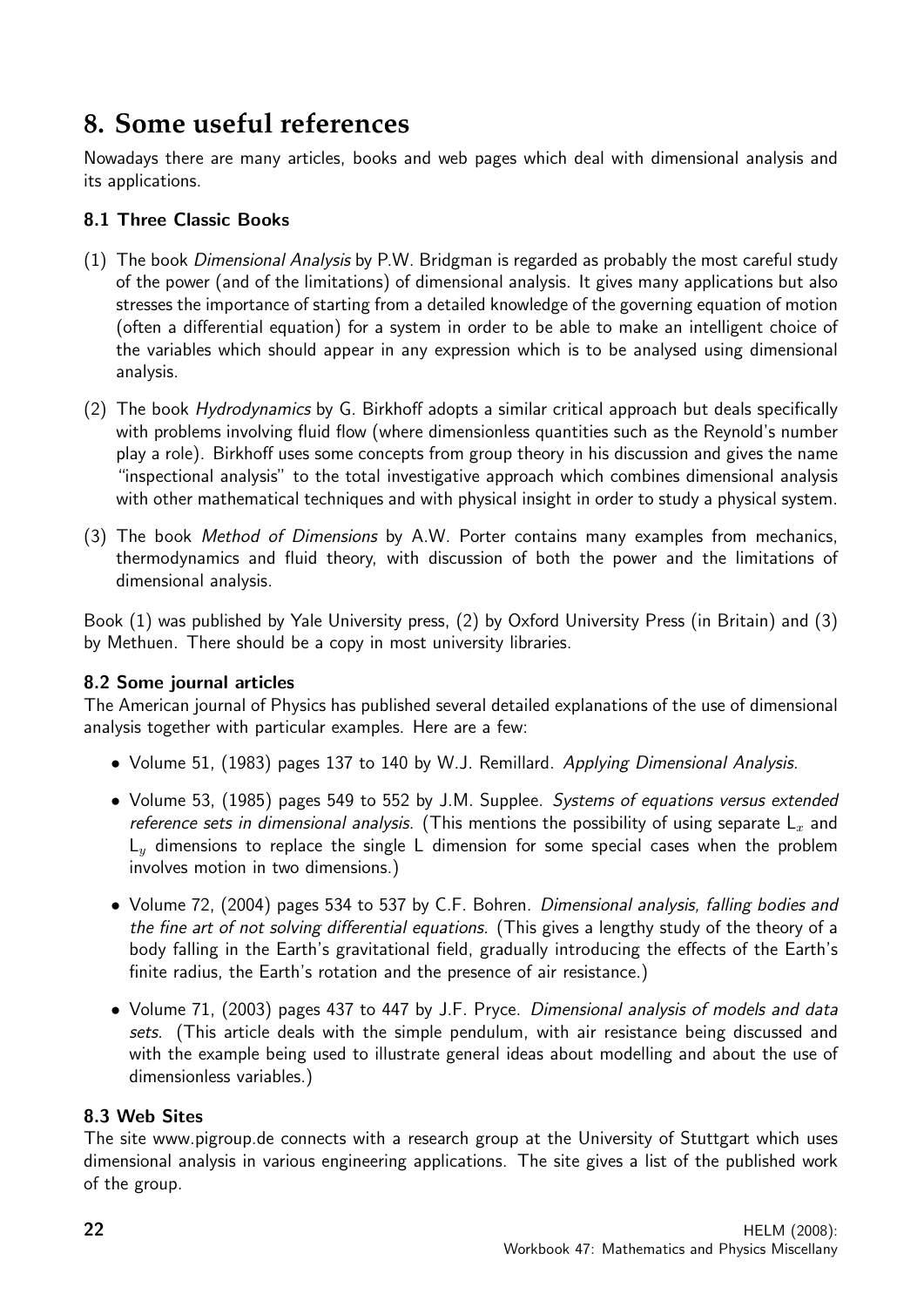# 8. Some useful references

Nowadays there are many articles, books and web pages which deal with dimensional analysis and its applications.

### 8.1 Three Classic Books

(1) The book *Dimensional Analysis* by P.W. Bridgman is regarded as probably the most careful study of the power (and of the limitations) of dimensional analysis. It gives many applications but also stresses the importance of starting from a detailed knowledge of the governing equation of motion (often a differential equation) for a system in order to be able to make an intelligent choice of the variables which should appear in any expression which is to be analysed using dimensional analysis.

(2) The book *Hydrodynamics* by G. Birkhoff adopts a similar critical approach but deals specifically with problems involving fluid flow (where dimensionless quantities such as the Reynold's number play a role). Birkhoff uses some concepts from group theory in his discussion and gives the name "inspectional analysis" to the total investigative approach which combines dimensional analysis with other mathematical techniques and with physical insight in order to study a physical system.

(3) The book *Method of Dimensions* by A.W. Porter contains many examples from mechanics, thermodynamics and fluid theory, with discussion of both the power and the limitations of dimensional analysis.

Book (1) was published by Yale University press, (2) by Oxford University Press (in Britain) and (3) by Methuen. There should be a copy in most university libraries.

### 8.2 Some journal articles

The American journal of Physics has published several detailed explanations of the use of dimensional analysis together with particular examples. Here are a few:

- Volume 51, (1983) pages 137 to 140 by W.J. Remillard. *Applying Dimensional Analysis.*
- Volume 53, (1985) pages 549 to 552 by J.M. Supplee. *Systems of equations versus extended reference sets in dimensional analysis.* (This mentions the possibility of using separate $L_x$ and $L_y$ dimensions to replace the single L dimension for some special cases when the problem involves motion in two dimensions.)
- Volume 72, (2004) pages 534 to 537 by C.F. Bohren. *Dimensional analysis, falling bodies and the fine art of not solving differential equations.* (This gives a lengthy study of the theory of a body falling in the Earth's gravitational field, gradually introducing the effects of the Earth's finite radius, the Earth's rotation and the presence of air resistance.)
- Volume 71, (2003) pages 437 to 447 by J.F. Pryce. *Dimensional analysis of models and data sets.* (This article deals with the simple pendulum, with air resistance being discussed and with the example being used to illustrate general ideas about modelling and about the use of dimensionless variables.)

### 8.3 Web Sites

The site www.pigroup.de connects with a research group at the University of Stuttgart which uses dimensional analysis in various engineering applications. The site gives a list of the published work of the group.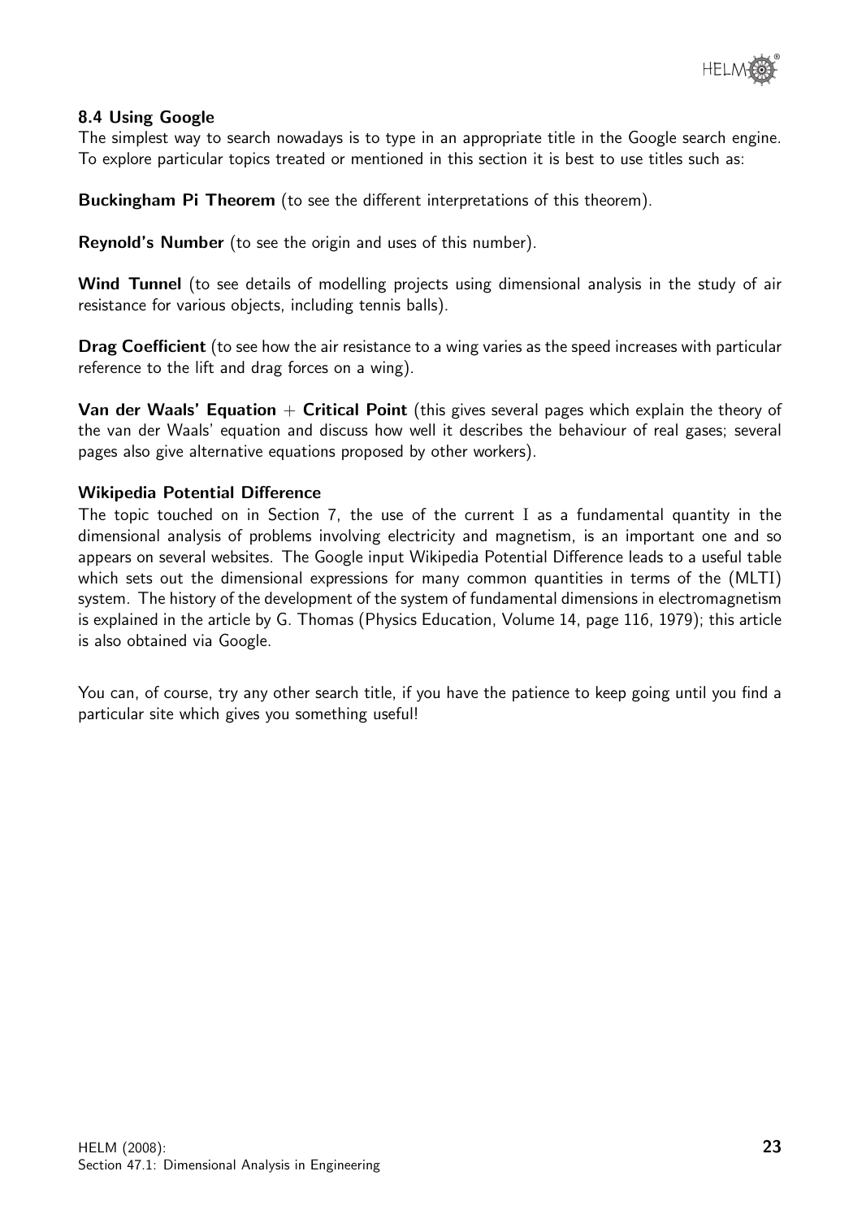### 8.4 Using Google

The simplest way to search nowadays is to type in an appropriate title in the Google search engine. To explore particular topics treated or mentioned in this section it is best to use titles such as:

**Buckingham Pi Theorem** (to see the different interpretations of this theorem).

**Reynold's Number** (to see the origin and uses of this number).

**Wind Tunnel** (to see details of modelling projects using dimensional analysis in the study of air resistance for various objects, including tennis balls).

**Drag Coefficient** (to see how the air resistance to a wing varies as the speed increases with particular reference to the lift and drag forces on a wing).

**Van der Waals' Equation + Critical Point** (this gives several pages which explain the theory of the van der Waals' equation and discuss how well it describes the behaviour of real gases; several pages also give alternative equations proposed by other workers).

### Wikipedia Potential Difference

The topic touched on in Section 7, the use of the current I as a fundamental quantity in the dimensional analysis of problems involving electricity and magnetism, is an important one and so appears on several websites. The Google input Wikipedia Potential Difference leads to a useful table which sets out the dimensional expressions for many common quantities in terms of the (MLTI) system. The history of the development of the system of fundamental dimensions in electromagnetism is explained in the article by G. Thomas (Physics Education, Volume 14, page 116, 1979); this article is also obtained via Google.

You can, of course, try any other search title, if you have the patience to keep going until you find a particular site which gives you something useful!